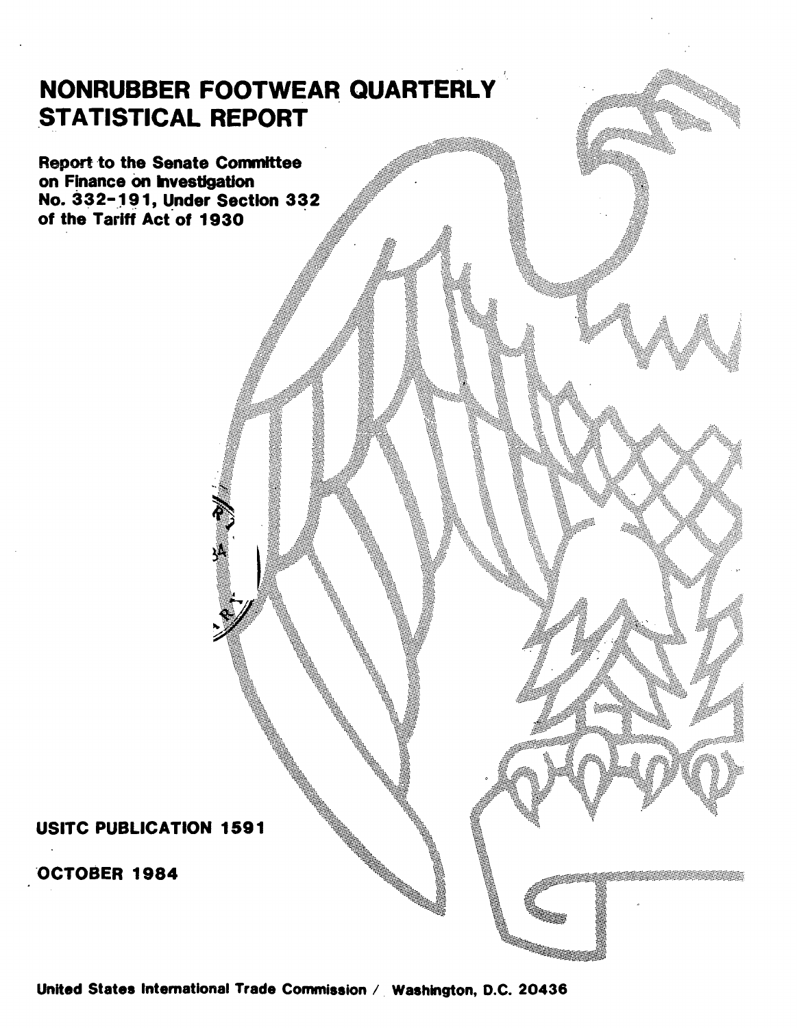# NONRUBBER FOOTWEAR QUARTERLY STATISTICAL REPORT

**Report to the Senate Committee on Finance on Investigation No. 332-191, Under Section 332 of the Tariff Act of 1930**

**USITC PUBLICATION 1591**

**OCTOBER 1984**

**United States International Trade Commission / Washington, D.C. 20436**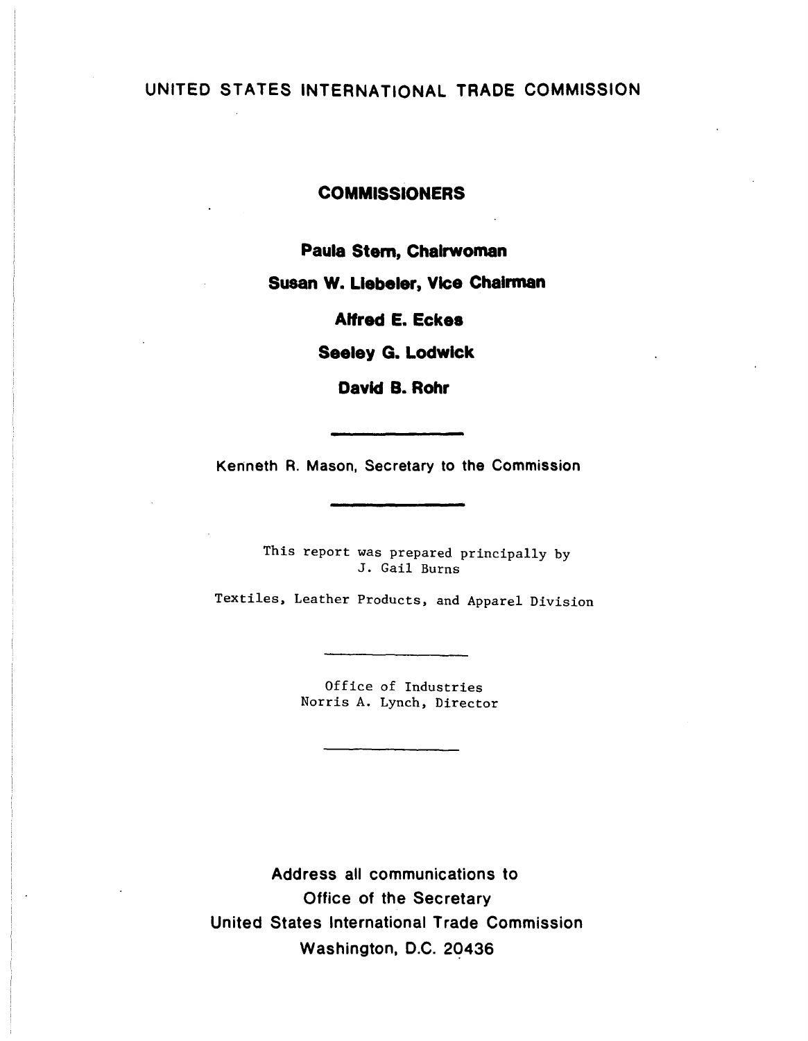# UNITED STATES INTERNATIONAL TRADE COMMISSION

## COMMISSIONERS

**Paula Stern, Chairwoman**

**Susan W. Liebeler, Vice Chairman**

**Alfred E. Eckes**

**Seeley G. Lodwick**

**David B. Rohr**

---

Kenneth R. Mason, Secretary to the Commission

---

This report was prepared principally by
J. Gail Burns

Textiles, Leather Products, and Apparel Division

---

Office of Industries
Norris A. Lynch, Director

---

Address all communications to
Office of the Secretary
United States International Trade Commission
Washington, D.C. 20436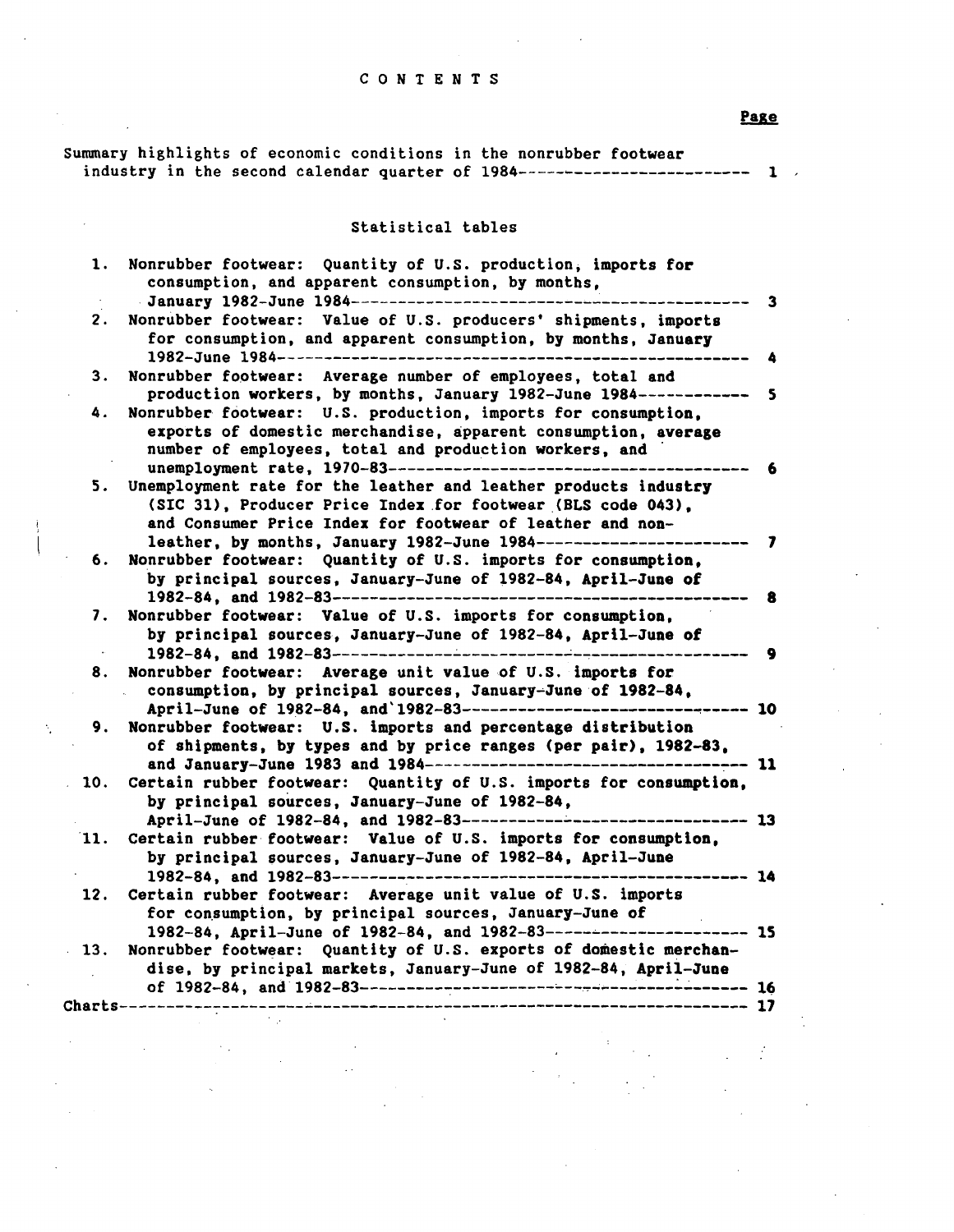# CONTENTS

| | Page |
|---|---|
| Summary highlights of economic conditions in the nonrubber footwear industry in the second calendar quarter of 1984 | 1 |

## Statistical tables

| | | Page |
|---|---|---|
| 1. | Nonrubber footwear: Quantity of U.S. production, imports for consumption, and apparent consumption, by months, January 1982-June 1984 | 3 |
| 2. | Nonrubber footwear: Value of U.S. producers' shipments, imports for consumption, and apparent consumption, by months, January 1982-June 1984 | 4 |
| 3. | Nonrubber footwear: Average number of employees, total and production workers, by months, January 1982-June 1984 | 5 |
| 4. | Nonrubber footwear: U.S. production, imports for consumption, exports of domestic merchandise, apparent consumption, average number of employees, total and production workers, and unemployment rate, 1970-83 | 6 |
| 5. | Unemployment rate for the leather and leather products industry (SIC 31), Producer Price Index for footwear (BLS code 043), and Consumer Price Index for footwear of leather and non-leather, by months, January 1982-June 1984 | 7 |
| 6. | Nonrubber footwear: Quantity of U.S. imports for consumption, by principal sources, January-June of 1982-84, April-June of 1982-84, and 1982-83 | 8 |
| 7. | Nonrubber footwear: Value of U.S. imports for consumption, by principal sources, January-June of 1982-84, April-June of 1982-84, and 1982-83 | 9 |
| 8. | Nonrubber footwear: Average unit value of U.S. imports for consumption, by principal sources, January-June of 1982-84, April-June of 1982-84, and 1982-83 | 10 |
| 9. | Nonrubber footwear: U.S. imports and percentage distribution of shipments, by types and by price ranges (per pair), 1982-83, and January-June 1983 and 1984 | 11 |
| 10. | Certain rubber footwear: Quantity of U.S. imports for consumption, by principal sources, January-June of 1982-84, April-June of 1982-84, and 1982-83 | 13 |
| 11. | Certain rubber footwear: Value of U.S. imports for consumption, by principal sources, January-June of 1982-84, April-June 1982-84, and 1982-83 | 14 |
| 12. | Certain rubber footwear: Average unit value of U.S. imports for consumption, by principal sources, January-June of 1982-84, April-June of 1982-84, and 1982-83 | 15 |
| 13. | Nonrubber footwear: Quantity of U.S. exports of domestic merchandise, by principal markets, January-June of 1982-84, April-June of 1982-84, and 1982-83 | 16 |
| Charts | | 17 |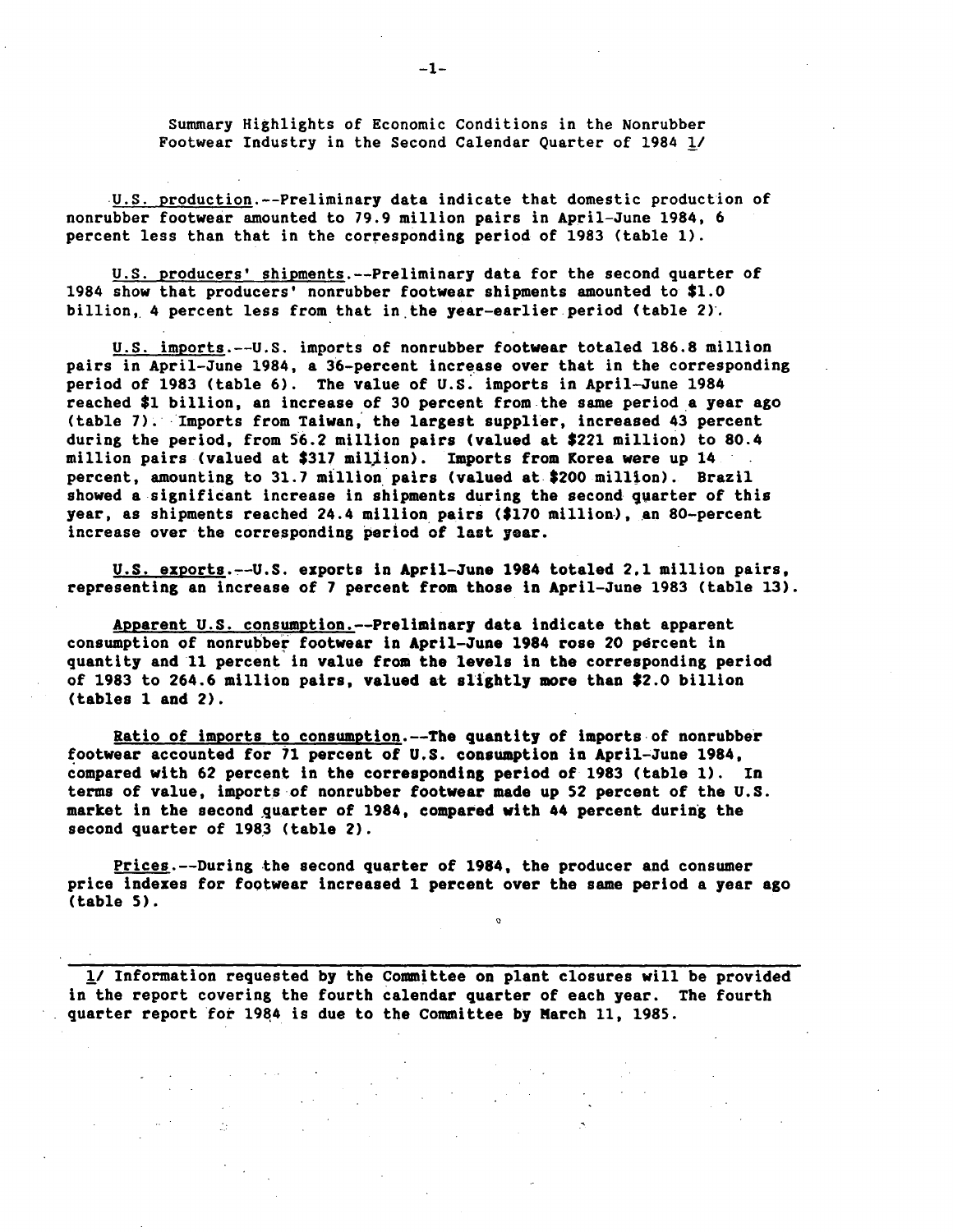Summary Highlights of Economic Conditions in the Nonrubber Footwear Industry in the Second Calendar Quarter of 1984 1/

U.S. production.--Preliminary data indicate that domestic production of nonrubber footwear amounted to 79.9 million pairs in April-June 1984, 6 percent less than that in the corresponding period of 1983 (table 1).

U.S. producers' shipments.--Preliminary data for the second quarter of 1984 show that producers' nonrubber footwear shipments amounted to $1.0 billion, 4 percent less from that in the year-earlier period (table 2).

U.S. imports.--U.S. imports of nonrubber footwear totaled 186.8 million pairs in April-June 1984, a 36-percent increase over that in the corresponding period of 1983 (table 6). The value of U.S. imports in April-June 1984 reached $1 billion, an increase of 30 percent from the same period a year ago (table 7). Imports from Taiwan, the largest supplier, increased 43 percent during the period, from 56.2 million pairs (valued at $221 million) to 80.4 million pairs (valued at $317 million). Imports from Korea were up 14 percent, amounting to 31.7 million pairs (valued at $200 million). Brazil showed a significant increase in shipments during the second quarter of this year, as shipments reached 24.4 million pairs ($170 million), an 80-percent increase over the corresponding period of last year.

U.S. exports.--U.S. exports in April-June 1984 totaled 2.1 million pairs, representing an increase of 7 percent from those in April-June 1983 (table 13).

Apparent U.S. consumption.--Preliminary data indicate that apparent consumption of nonrubber footwear in April-June 1984 rose 20 percent in quantity and 11 percent in value from the levels in the corresponding period of 1983 to 264.6 million pairs, valued at slightly more than $2.0 billion (tables 1 and 2).

Ratio of imports to consumption.--The quantity of imports of nonrubber footwear accounted for 71 percent of U.S. consumption in April-June 1984, compared with 62 percent in the corresponding period of 1983 (table 1). In terms of value, imports of nonrubber footwear made up 52 percent of the U.S. market in the second quarter of 1984, compared with 44 percent during the second quarter of 1983 (table 2).

Prices.--During the second quarter of 1984, the producer and consumer price indexes for footwear increased 1 percent over the same period a year ago (table 5).

---

1/ Information requested by the Committee on plant closures will be provided in the report covering the fourth calendar quarter of each year. The fourth quarter report for 1984 is due to the Committee by March 11, 1985.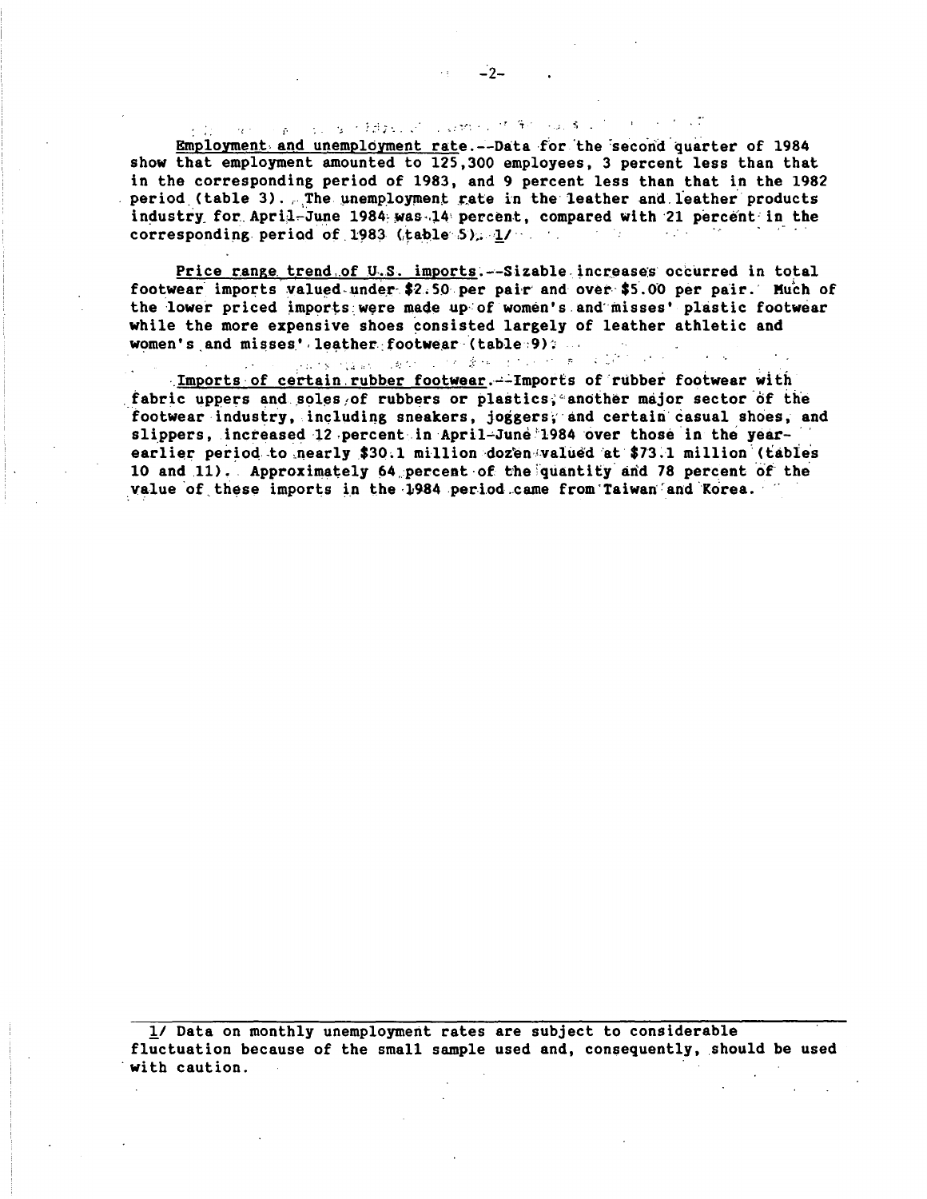<u>Employment and unemployment rate</u>.--Data for the second quarter of 1984 show that employment amounted to 125,300 employees, 3 percent less than that in the corresponding period of 1983, and 9 percent less than that in the 1982 period (table 3). The unemployment rate in the leather and leather products industry for April-June 1984 was 14 percent, compared with 21 percent in the corresponding period of 1983 (table 5). 1/

<u>Price range trend of U.S. imports</u>.--Sizable increases occurred in total footwear imports valued under $2.50 per pair and over $5.00 per pair. Much of the lower priced imports were made up of women's and misses' plastic footwear while the more expensive shoes consisted largely of leather athletic and women's and misses' leather footwear (table 9).

<u>Imports of certain rubber footwear</u>.--Imports of rubber footwear with fabric uppers and soles of rubbers or plastics, another major sector of the footwear industry, including sneakers, joggers, and certain casual shoes, and slippers, increased 12 percent in April-June 1984 over those in the year-earlier period to nearly $30.1 million dozen valued at $73.1 million (tables 10 and 11). Approximately 64 percent of the quantity and 78 percent of the value of these imports in the 1984 period came from Taiwan and Korea.

---

1/ Data on monthly unemployment rates are subject to considerable fluctuation because of the small sample used and, consequently, should be used with caution.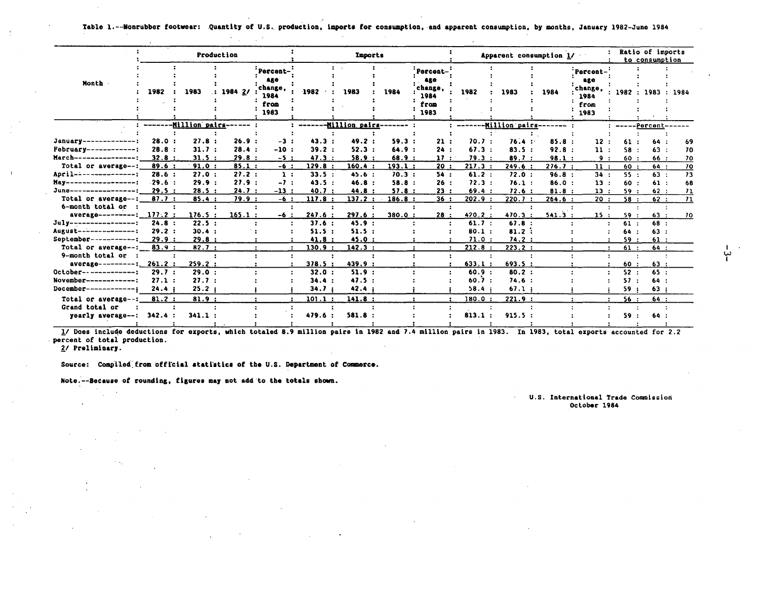Table 1.--Nonrubber footwear: Quantity of U.S. production, imports for consumption, and apparent consumption, by months, January 1982-June 1984

| Month | Production | | | | Imports | | | | Apparent consumption 1/ | | | | Ratio of imports to consumption | | |
|---|---|---|---|---|---|---|---|---|---|---|---|---|---|---|---|
| | 1982 | 1983 | 1984 2/ | Percentage change, 1984 from 1983 | 1982 | 1983 | 1984 | Percentage change, 1984 from 1983 | 1982 | 1983 | 1984 | Percentage change, 1984 from 1983 | 1982 | 1983 | 1984 |
| | Million pairs | | | | Million pairs | | | | Million pairs | | | | Percent | | |
| January | 28.0 | 27.8 | 26.9 | -3 | 43.3 | 49.2 | 59.3 | 21 | 70.7 | 76.4 | 85.8 | 12 | 61 | 64 | 69 |
| February | 28.8 | 31.7 | 28.4 | -10 | 39.2 | 52.3 | 64.9 | 24 | 67.3 | 83.5 | 92.8 | 11 | 58 | 63 | 70 |
| March | 32.8 | 31.5 | 29.8 | -5 | 47.3 | 58.9 | 68.9 | 17 | 79.3 | 89.7 | 98.1 | 9 | 60 | 66 | 70 |
| Total or average | 89.6 | 91.0 | 85.1 | -6 | 129.8 | 160.4 | 193.1 | 20 | 217.3 | 249.6 | 276.7 | 11 | 60 | 64 | 70 |
| April | 28.6 | 27.0 | 27.2 | 1 | 33.5 | 45.6 | 70.3 | 54 | 61.2 | 72.0 | 96.8 | 34 | 55 | 63 | 73 |
| May | 29.6 | 29.9 | 27.9 | -7 | 43.5 | 46.8 | 58.8 | 26 | 72.3 | 76.1 | 86.0 | 13 | 60 | 61 | 68 |
| June | 29.5 | 28.5 | 24.7 | -13 | 40.7 | 44.8 | 57.8 | 23 | 69.4 | 72.6 | 81.8 | 13 | 59 | 62 | 71 |
| Total or average | 87.7 | 85.4 | 79.9 | -6 | 117.8 | 137.2 | 186.8 | 36 | 202.9 | 220.7 | 264.6 | 20 | 58 | 62 | 71 |
| 6-month total or average | 177.2 | 176.5 | 165.1 | -6 | 247.6 | 297.6 | 380.0 | 28 | 420.2 | 470.3 | 541.3 | 15 | 59 | 63 | 70 |
| July | 24.8 | 22.5 | | | 37.6 | 45.9 | | | 61.7 | 67.8 | | | 61 | 68 | |
| August | 29.2 | 30.4 | | | 51.5 | 51.5 | | | 80.1 | 81.2 | | | 64 | 63 | |
| September | 29.9 | 29.8 | | | 41.8 | 45.0 | | | 71.0 | 74.2 | | | 59 | 61 | |
| Total or average | 83.9 | 82.7 | | | 130.9 | 142.3 | | | 212.8 | 223.2 | | | 61 | 64 | |
| 9-month total or average | 261.2 | 259.2 | | | 378.5 | 439.9 | | | 633.1 | 693.5 | | | 60 | 63 | |
| October | 29.7 | 29.0 | | | 32.0 | 51.9 | | | 60.9 | 80.2 | | | 52 | 65 | |
| November | 27.1 | 27.7 | | | 34.4 | 47.5 | | | 60.7 | 74.6 | | | 57 | 64 | |
| December | 24.4 | 25.2 | | | 34.7 | 42.4 | | | 58.4 | 67.1 | | | 59 | 63 | |
| Total or average | 81.2 | 81.9 | | | 101.1 | 141.8 | | | 180.0 | 221.9 | | | 56 | 64 | |
| Grand total or yearly average | 342.4 | 341.1 | | | 479.6 | 581.8 | | | 813.1 | 915.5 | | | 59 | 64 | |

1/ Does include deductions for exports, which totaled 8.9 million pairs in 1982 and 7.4 million pairs in 1983. In 1983, total exports accounted for 2.2 percent of total production.

2/ Preliminary.

Source: Compiled from official statistics of the U.S. Department of Commerce.

Note.--Because of rounding, figures may not add to the totals shown.

U.S. International Trade Commission
October 1984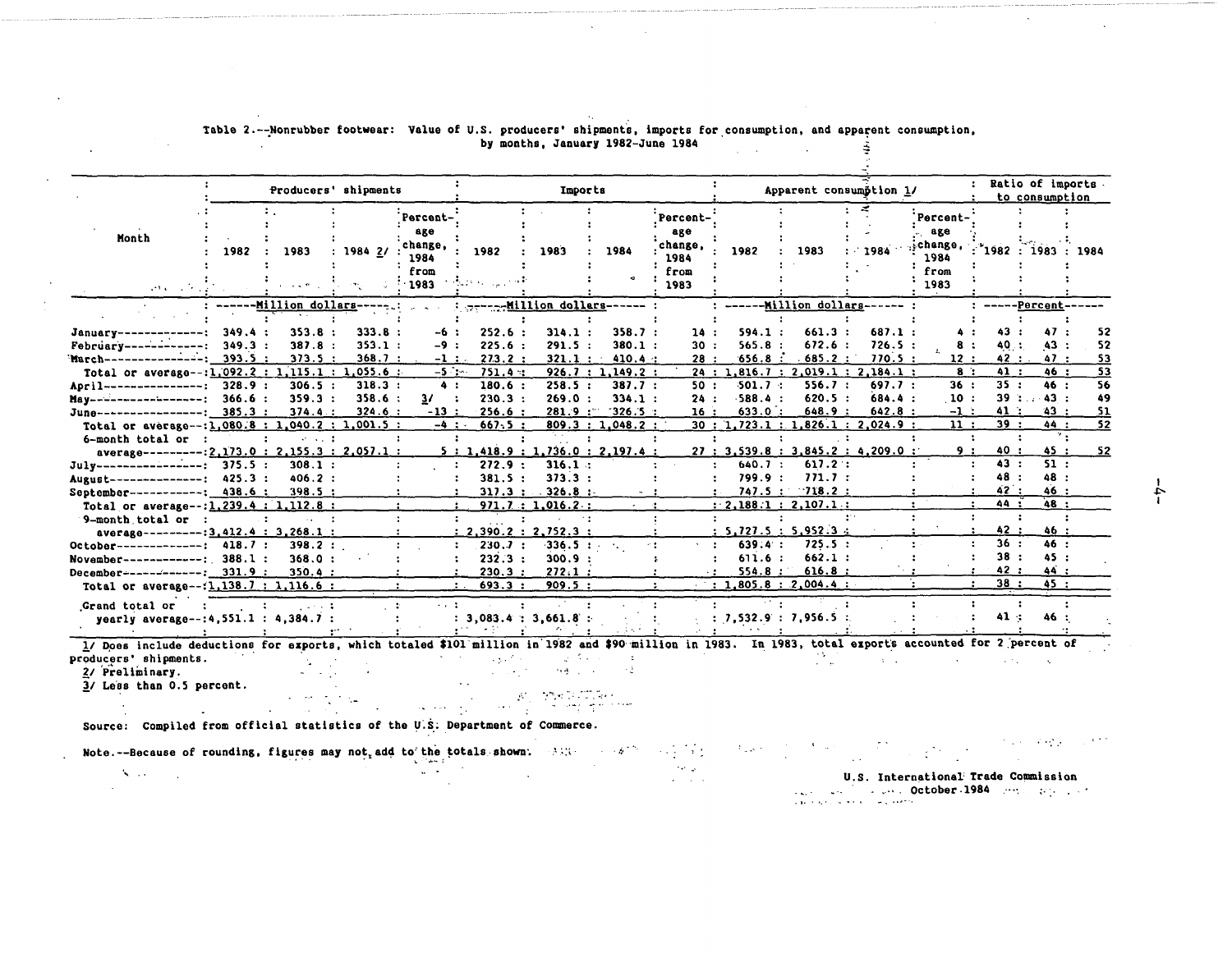Table 2.--Nonrubber footwear: Value of U.S. producers' shipments, imports for consumption, and apparent consumption, by months, January 1982-June 1984

| Month | Producers' shipments | | | | Imports | | | | Apparent consumption 1/ | | | | Ratio of imports to consumption | | |
|---|---|---|---|---|---|---|---|---|---|---|---|---|---|---|---|
| | 1982 | 1983 | 1984 2/ | Percentage change, 1984 from 1983 | 1982 | 1983 | 1984 | Percentage change, 1984 from 1983 | 1982 | 1983 | 1984 | Percentage change, 1984 from 1983 | 1982 | 1983 | 1984 |
| | Million dollars | | | | Million dollars | | | | Million dollars | | | | Percent | | |
| January | 349.4 | 353.8 | 333.8 | -6 | 252.6 | 314.1 | 358.7 | 14 | 594.1 | 661.3 | 687.1 | 4 | 43 | 47 | 52 |
| February | 349.3 | 387.8 | 353.1 | -9 | 225.6 | 291.5 | 380.1 | 30 | 565.8 | 672.6 | 726.5 | 8 | 40 | 43 | 52 |
| March | 393.5 | 373.5 | 368.7 | -1 | 273.2 | 321.1 | 410.4 | 28 | 656.8 | 685.2 | 770.5 | 12 | 42 | 47 | 53 |
| Total or average | 1,092.2 | 1,115.1 | 1,055.6 | -5 | 751.4 | 926.7 | 1,149.2 | 24 | 1,816.7 | 2,019.1 | 2,184.1 | 8 | 41 | 46 | 53 |
| April | 328.9 | 306.5 | 318.3 | 4 | 180.6 | 258.5 | 387.7 | 50 | 501.7 | 556.7 | 697.7 | 36 | 35 | 46 | 56 |
| May | 366.6 | 359.3 | 358.6 | 3/ | 230.3 | 269.0 | 334.1 | 24 | 588.4 | 620.5 | 684.4 | 10 | 39 | 43 | 49 |
| June | 385.3 | 374.4 | 324.6 | -13 | 256.6 | 281.9 | 326.5 | 16 | 633.0 | 648.9 | 642.8 | -1 | 41 | 43 | 51 |
| Total or average | 1,080.8 | 1,040.2 | 1,001.5 | -4 | 667.5 | 809.3 | 1,048.2 | 30 | 1,723.1 | 1,826.1 | 2,024.9 | 11 | 39 | 44 | 52 |
| 6-month total or average | 2,173.0 | 2,155.3 | 2,057.1 | 5 | 1,418.9 | 1,736.0 | 2,197.4 | 27 | 3,539.8 | 3,845.2 | 4,209.0 | 9 | 40 | 45 | 52 |
| July | 375.5 | 308.1 | | | 272.9 | 316.1 | | | 640.7 | 617.2 | | | 43 | 51 | |
| August | 425.3 | 406.2 | | | 381.5 | 373.3 | | | 799.9 | 771.7 | | | 48 | 48 | |
| September | 438.6 | 398.5 | | | 317.3 | 326.8 | | | 747.5 | 718.2 | | | 42 | 46 | |
| Total or average | 1,239.4 | 1,112.8 | | | 971.7 | 1,016.2 | | | 2,188.1 | 2,107.1 | | | 44 | 48 | |
| 9-month total or average | 3,412.4 | 3,268.1 | | | 2,390.2 | 2,752.3 | | | 5,727.5 | 5,952.3 | | | 42 | 46 | |
| October | 418.7 | 398.2 | | | 230.7 | 336.5 | | | 639.4 | 725.5 | | | 36 | 46 | |
| November | 388.1 | 368.0 | | | 232.3 | 300.9 | | | 611.6 | 662.1 | | | 38 | 45 | |
| December | 331.9 | 350.4 | | | 230.3 | 272.1 | | | 554.8 | 616.8 | | | 42 | 44 | |
| Total or average | 1,138.7 | 1,116.6 | | | 693.3 | 909.5 | | | 1,805.8 | 2,004.4 | | | 38 | 45 | |
| Grand total or yearly average | 4,551.1 | 4,384.7 | | | 3,083.4 | 3,661.8 | | | 7,532.9 | 7,956.5 | | | 41 | 46 | |

1/ Does include deductions for exports, which totaled $101 million in 1982 and $90 million in 1983. In 1983, total exports accounted for 2 percent of producers' shipments.

2/ Preliminary.

3/ Less than 0.5 percent.

Source: Compiled from official statistics of the U.S. Department of Commerce.

Note.--Because of rounding, figures may not add to the totals shown.

U.S. International Trade Commission
October 1984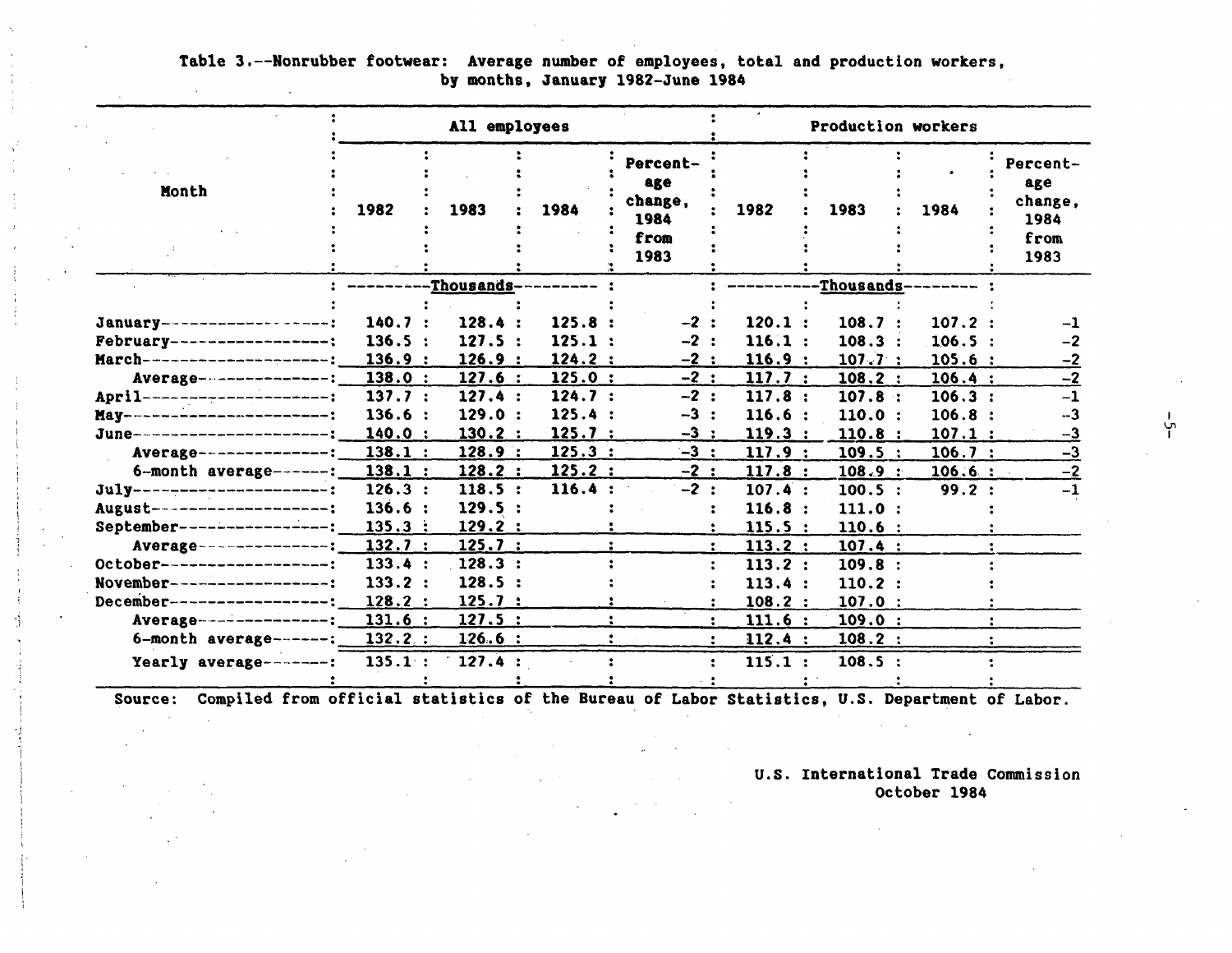Table 3.--Nonrubber footwear: Average number of employees, total and production workers, by months, January 1982-June 1984

| Month | All employees | | | | Production workers | | | |
|---|---|---|---|---|---|---|---|---|
| | 1982 | 1983 | 1984 | Percentage change, 1984 from 1983 | 1982 | 1983 | 1984 | Percentage change, 1984 from 1983 |
| | ---Thousands--- | | | | ---Thousands--- | | | |
| January | 140.7 | 128.4 | 125.8 | -2 | 120.1 | 108.7 | 107.2 | -1 |
| February | 136.5 | 127.5 | 125.1 | -2 | 116.1 | 108.3 | 106.5 | -2 |
| March | 136.9 | 126.9 | 124.2 | -2 | 116.9 | 107.7 | 105.6 | -2 |
| Average | 138.0 | 127.6 | 125.0 | -2 | 117.7 | 108.2 | 106.4 | -2 |
| April | 137.7 | 127.4 | 124.7 | -2 | 117.8 | 107.8 | 106.3 | -1 |
| May | 136.6 | 129.0 | 125.4 | -3 | 116.6 | 110.0 | 106.8 | -3 |
| June | 140.0 | 130.2 | 125.7 | -3 | 119.3 | 110.8 | 107.1 | -3 |
| Average | 138.1 | 128.9 | 125.3 | -3 | 117.9 | 109.5 | 106.7 | -3 |
| 6-month average | 138.1 | 128.2 | 125.2 | -2 | 117.8 | 108.9 | 106.6 | -2 |
| July | 126.3 | 118.5 | 116.4 | -2 | 107.4 | 100.5 | 99.2 | -1 |
| August | 136.6 | 129.5 | | | 116.8 | 111.0 | | |
| September | 135.3 | 129.2 | | | 115.5 | 110.6 | | |
| Average | 132.7 | 125.7 | | | 113.2 | 107.4 | | |
| October | 133.4 | 128.3 | | | 113.2 | 109.8 | | |
| November | 133.2 | 128.5 | | | 113.4 | 110.2 | | |
| December | 128.2 | 125.7 | | | 108.2 | 107.0 | | |
| Average | 131.6 | 127.5 | | | 111.6 | 109.0 | | |
| 6-month average | 132.2 | 126.6 | | | 112.4 | 108.2 | | |
| Yearly average | 135.1 | 127.4 | | | 115.1 | 108.5 | | |

Source: Compiled from official statistics of the Bureau of Labor Statistics, U.S. Department of Labor.

U.S. International Trade Commission
October 1984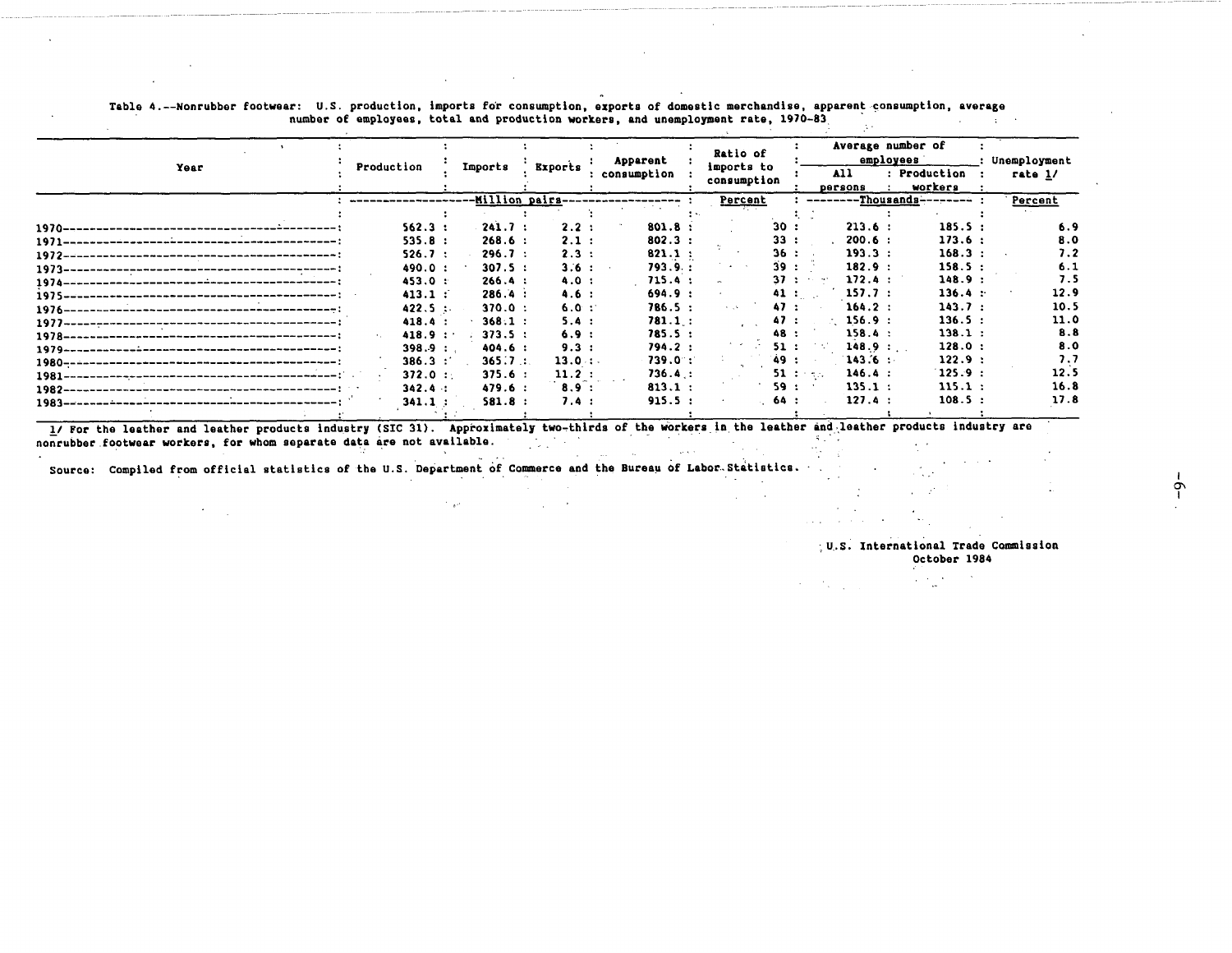Table 4.--Nonrubber footwear: U.S. production, imports for consumption, exports of domestic merchandise, apparent consumption, average number of employees, total and production workers, and unemployment rate, 1970-83

| Year | Production | Imports | Exports | Apparent consumption | Ratio of imports to consumption | Average number of employees | | Unemployment rate 1/ |
|---|---|---|---|---|---|---|---|---|
| | | | | | | All persons | Production workers | |
| | Million pairs | | | | Percent | Thousands | | Percent |
| 1970 | 562.3 | 241.7 | 2.2 | 801.8 | 30 | 213.6 | 185.5 | 6.9 |
| 1971 | 535.8 | 268.6 | 2.1 | 802.3 | 33 | 200.6 | 173.6 | 8.0 |
| 1972 | 526.7 | 296.7 | 2.3 | 821.1 | 36 | 193.3 | 168.3 | 7.2 |
| 1973 | 490.0 | 307.5 | 3.6 | 793.9 | 39 | 182.9 | 158.5 | 6.1 |
| 1974 | 453.0 | 266.4 | 4.0 | 715.4 | 37 | 172.4 | 148.9 | 7.5 |
| 1975 | 413.1 | 286.4 | 4.6 | 694.9 | 41 | 157.7 | 136.4 | 12.9 |
| 1976 | 422.5 | 370.0 | 6.0 | 786.5 | 47 | 164.2 | 143.7 | 10.5 |
| 1977 | 418.4 | 368.1 | 5.4 | 781.1 | 47 | 156.9 | 136.5 | 11.0 |
| 1978 | 418.9 | 373.5 | 6.9 | 785.5 | 48 | 158.4 | 138.1 | 8.8 |
| 1979 | 398.9 | 404.6 | 9.3 | 794.2 | 51 | 148.9 | 128.0 | 8.0 |
| 1980 | 386.3 | 365.7 | 13.0 | 739.0 | 49 | 143.6 | 122.9 | 7.7 |
| 1981 | 372.0 | 375.6 | 11.2 | 736.4 | 51 | 146.4 | 125.9 | 12.5 |
| 1982 | 342.4 | 479.6 | 8.9 | 813.1 | 59 | 135.1 | 115.1 | 16.8 |
| 1983 | 341.1 | 581.8 | 7.4 | 915.5 | 64 | 127.4 | 108.5 | 17.8 |

1/ For the leather and leather products industry (SIC 31). Approximately two-thirds of the workers in the leather and leather products industry are nonrubber footwear workers, for whom separate data are not available.

Source: Compiled from official statistics of the U.S. Department of Commerce and the Bureau of Labor Statistics.

U.S. International Trade Commission
October 1984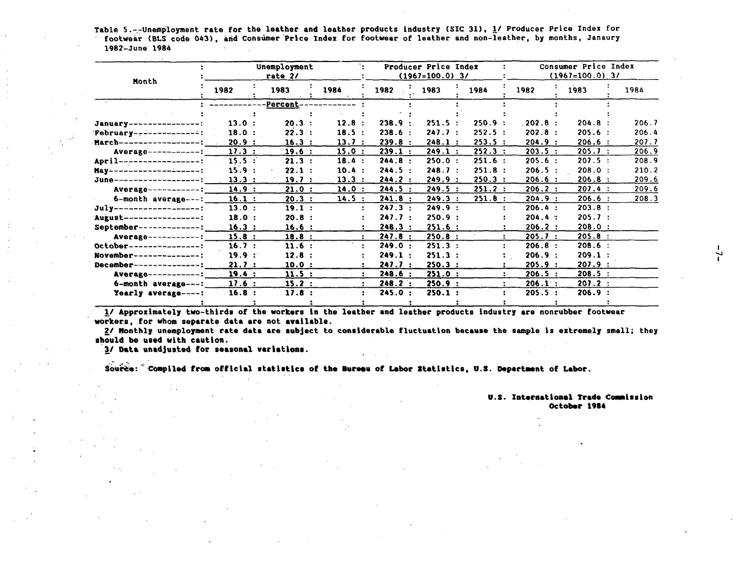Table 5.--Unemployment rate for the leather and leather products industry (SIC 31), 1/ Producer Price Index for footwear (BLS code 043), and Consumer Price Index for footwear of leather and non-leather, by months, Janaury 1982-June 1984

| Month | Unemployment rate 2/ | | | Producer Price Index (1967=100.0) 3/ | | | Consumer Price Index (1967=100.0) 3/ | | |
|---|---|---|---|---|---|---|---|---|---|
| | 1982 | 1983 | 1984 | 1982 | 1983 | 1984 | 1982 | 1983 | 1984 |
| | Percent | | | | | | | | |
| January | 13.0 | 20.3 | 12.8 | 238.9 | 251.5 | 250.9 | 202.8 | 204.8 | 206.7 |
| February | 18.0 | 22.3 | 18.5 | 238.6 | 247.7 | 252.5 | 202.8 | 205.6 | 206.4 |
| March | 20.9 | 16.3 | 13.7 | 239.8 | 248.1 | 253.5 | 204.9 | 206.6 | 207.7 |
| Average | 17.3 | 19.6 | 15.0 | 239.1 | 249.1 | 252.3 | 203.5 | 205.7 | 206.9 |
| April | 15.5 | 21.3 | 18.4 | 244.8 | 250.0 | 251.6 | 205.6 | 207.5 | 208.9 |
| May | 15.9 | 22.1 | 10.4 | 244.5 | 248.7 | 251.8 | 206.5 | 208.0 | 210.2 |
| June | 13.3 | 19.7 | 13.3 | 244.2 | 249.9 | 250.3 | 206.6 | 206.8 | 209.6 |
| Average | 14.9 | 21.0 | 14.0 | 244.5 | 249.5 | 251.2 | 206.2 | 207.4 | 209.6 |
| 6-month average | 16.1 | 20.3 | 14.5 | 241.8 | 249.3 | 251.8 | 204.9 | 206.6 | 208.3 |
| July | 13.0 | 19.1 | | 247.3 | 249.9 | | 206.4 | 203.8 | |
| August | 18.0 | 20.8 | | 247.7 | 250.9 | | 204.4 | 205.7 | |
| September | 16.3 | 16.6 | | 248.3 | 251.6 | | 206.2 | 208.0 | |
| Average | 15.8 | 18.8 | | 247.8 | 250.8 | | 205.7 | 205.8 | |
| October | 16.7 | 11.6 | | 249.0 | 251.3 | | 206.8 | 208.6 | |
| November | 19.9 | 12.8 | | 249.1 | 251.3 | | 206.9 | 209.1 | |
| December | 21.7 | 10.0 | | 247.7 | 250.3 | | 205.9 | 207.9 | |
| Average | 19.4 | 11.5 | | 248.6 | 251.0 | | 206.5 | 208.5 | |
| 6-month average | 17.6 | 15.2 | | 248.2 | 250.9 | | 206.1 | 207.2 | |
| Yearly average | 16.8 | 17.8 | | 245.0 | 250.1 | | 205.5 | 206.9 | |

1/ Approximately two-thirds of the workers in the leather and leather products industry are nonrubber footwear workers, for whom separate data are not available.

2/ Monthly unemployment rate data are subject to considerable fluctuation because the sample is extremely small; they should be used with caution.

3/ Data unadjusted for seasonal variations.

Source: Compiled from official statistics of the Bureau of Labor Statistics, U.S. Department of Labor.

U.S. International Trade Commission
October 1984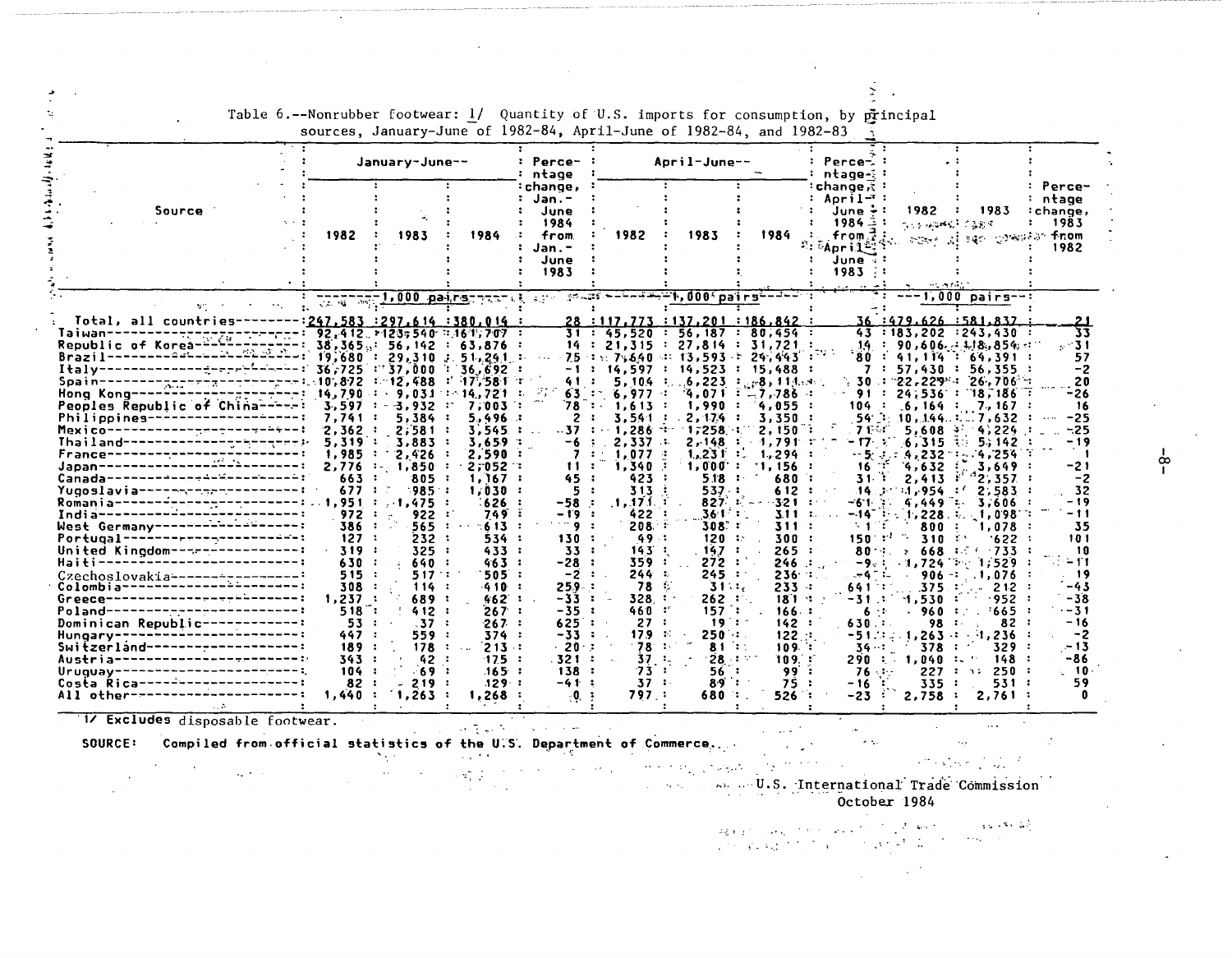Table 6.--Nonrubber footwear: 1/ Quantity of U.S. imports for consumption, by principal sources, January-June of 1982-84, April-June of 1982-84, and 1982-83

| Source | January-June-- | | | Percentage change, Jan.-June 1984 from Jan.-June 1983 | April-June-- | | | Percentage change, April-June 1984 from April-June 1983 | 1982 | 1983 | Percentage change, 1983 from 1982 |
|---|---|---|---|---|---|---|---|---|---|---|---|
| | 1982 | 1983 | 1984 | | 1982 | 1983 | 1984 | | | | |
| | 1,000 pairs | | | | 1,000 pairs | | | | 1,000 pairs | | |
| Total, all countries | 247,583 | 297,614 | 380,014 | 28 | 117,773 | 137,201 | 186,842 | 36 | 479,626 | 581,837 | 21 |
| Taiwan | 92,412 | 123,540 | 161,707 | 31 | 45,520 | 56,187 | 80,454 | 43 | 183,202 | 243,430 | 33 |
| Republic of Korea | 38,365 | 56,142 | 63,876 | 14 | 21,315 | 27,814 | 31,721 | 14 | 90,606 | 118,856 | 31 |
| Brazil | 19,680 | 29,310 | 51,241 | 75 | 7,640 | 13,593 | 24,443 | 80 | 41,114 | 64,391 | 57 |
| Italy | 36,725 | 37,000 | 36,692 | -1 | 14,597 | 14,523 | 15,488 | 7 | 57,430 | 56,355 | -2 |
| Spain | 10,872 | 12,488 | 17,581 | 41 | 5,104 | 6,223 | 8,114 | 30 | 22,229 | 26,706 | 20 |
| Hong Kong | 14,790 | 9,031 | 14,721 | 63 | 6,977 | 4,071 | 7,786 | 91 | 24,536 | 18,186 | -26 |
| Peoples Republic of China | 3,597 | 3,932 | 7,003 | 78 | 1,613 | 1,990 | 4,055 | 104 | 6,164 | 7,167 | 16 |
| Philippines | 7,741 | 5,384 | 5,496 | 2 | 3,541 | 2,174 | 3,350 | 54 | 10,144 | 7,632 | -25 |
| Mexico | 2,362 | 2,581 | 3,545 | 37 | 1,286 | 1,258 | 2,150 | 71 | 5,608 | 4,224 | -25 |
| Thailand | 5,319 | 3,883 | 3,659 | -6 | 2,337 | 2,148 | 1,791 | -17 | 6,315 | 5,142 | -19 |
| France | 1,985 | 2,426 | 2,590 | 7 | 1,077 | 1,231 | 1,294 | 5 | 4,232 | 4,254 | 1 |
| Japan | 2,776 | 1,850 | 2,052 | 11 | 1,340 | 1,000 | 1,156 | 16 | 4,632 | 3,649 | -21 |
| Canada | 663 | 805 | 1,167 | 45 | 423 | 518 | 680 | 31 | 2,413 | 2,357 | -2 |
| Yugoslavia | 677 | 985 | 1,030 | 5 | 313 | 537 | 612 | 14 | 1,954 | 2,583 | 32 |
| Romania | 1,951 | 1,475 | 626 | -58 | 1,171 | 827 | 321 | -61 | 4,449 | 3,606 | -19 |
| India | 972 | 922 | 749 | -19 | 422 | 361 | 311 | -14 | 1,228 | 1,098 | -11 |
| West Germany | 386 | 565 | 613 | 9 | 208 | 308 | 311 | 1 | 800 | 1,078 | 35 |
| Portugal | 127 | 232 | 534 | 130 | 49 | 120 | 300 | 150 | 310 | 622 | 101 |
| United Kingdom | 319 | 325 | 433 | 33 | 143 | 147 | 265 | 80 | 668 | 733 | 10 |
| Haiti | 630 | 640 | 463 | -28 | 359 | 272 | 246 | -9 | 1,724 | 1,529 | -11 |
| Czechoslovakia | 515 | 517 | 505 | -2 | 244 | 245 | 236 | -4 | 906 | 1,076 | 19 |
| Colombia | 308 | 114 | 410 | 259 | 78 | 31 | 233 | 641 | 375 | 212 | -43 |
| Greece | 1,237 | 689 | 462 | -33 | 328 | 262 | 181 | -31 | 1,530 | 952 | -38 |
| Poland | 518 | 412 | 267 | -35 | 460 | 157 | 166 | 6 | 960 | 665 | -31 |
| Dominican Republic | 53 | 37 | 267 | 625 | 27 | 19 | 142 | 630 | 98 | 82 | -16 |
| Hungary | 447 | 559 | 374 | -33 | 179 | 250 | 122 | -51 | 1,263 | 1,236 | -2 |
| Switzerland | 189 | 178 | 213 | 20 | 78 | 81 | 109 | 34 | 378 | 329 | -13 |
| Austria | 343 | 42 | 175 | 321 | 37 | 28 | 109 | 290 | 1,040 | 148 | -86 |
| Uruguay | 104 | 69 | 165 | 138 | 73 | 56 | 99 | 76 | 227 | 250 | 10 |
| Costa Rica | 82 | 219 | 129 | -41 | 37 | 89 | 75 | -16 | 335 | 531 | 59 |
| All other | 1,440 | 1,263 | 1,268 | 0 | 797 | 680 | 526 | -23 | 2,758 | 2,761 | 0 |

1/ Excludes disposable footwear.

SOURCE: Compiled from official statistics of the U.S. Department of Commerce.

U.S. International Trade Commission
October 1984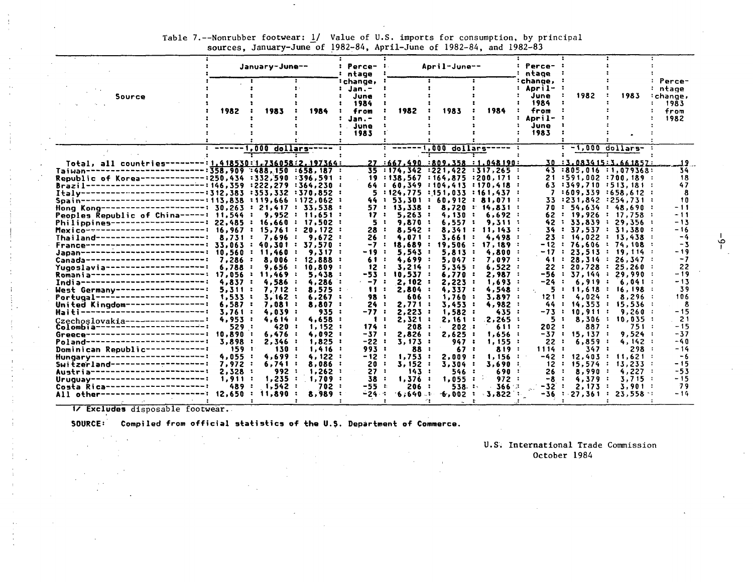Table 7.--Nonrubber footwear: 1/ Value of U.S. imports for consumption, by principal sources, January-June of 1982-84, April-June of 1982-84, and 1982-83

| Source | January-June-- | | | Percentage change, Jan.-June 1984 from Jan.-June 1983 | April-June-- | | | Percentage change, April-June 1984 from April-June 1983 | 1982 | 1983 | Percentage change, 1983 from 1982 |
|---|---|---|---|---|---|---|---|---|---|---|---|
| | 1982 | 1983 | 1984 | | 1982 | 1983 | 1984 | | | | |
| | ------1,000 dollars------ | | | | ------1,000 dollars------ | | | | -1,000 dollars- | | |
| Total, all countries | 1,418530 | 1,736058 | 2,197364 | 27 | 667,490 | 809,358 | 1,048190 | 30 | 3,083415 | 3,661857 | 19 |
| Taiwan | 358,909 | 488,150 | 658,187 | 35 | 174,342 | 221,422 | 317,265 | 43 | 805,016 | 1,079368 | 34 |
| Republic of Korea | 250,434 | 332,590 | 396,591 | 19 | 138,567 | 164,875 | 200,171 | 21 | 591,002 | 700,189 | 18 |
| Brazil | 146,359 | 222,279 | 364,230 | 64 | 60,349 | 104,413 | 170,418 | 63 | 349,710 | 513,181 | 47 |
| Italy | 312,383 | 353,332 | 370,852 | 5 | 124,775 | 151,033 | 161,437 | 7 | 609,339 | 658,612 | 8 |
| Spain | 113,838 | 119,666 | 172,062 | 44 | 53,301 | 60,912 | 81,071 | 33 | 231,842 | 254,731 | 10 |
| Hong Kong | 30,263 | 21,417 | 33,538 | 57 | 13,338 | 8,720 | 14,831 | 70 | 54,634 | 48,690 | -11 |
| Peoples Republic of China | 11,544 | 9,952 | 11,651 | 17 | 5,263 | 4,130 | 6,692 | 62 | 19,926 | 17,758 | -11 |
| Philippines | 22,485 | 16,660 | 17,502 | 5 | 9,870 | 6,557 | 9,311 | 42 | 33,839 | 29,356 | -13 |
| Mexico | 16,967 | 15,761 | 20,172 | 28 | 8,542 | 8,341 | 11,143 | 34 | 37,537 | 31,380 | -16 |
| Thailand | 8,731 | 7,696 | 9,672 | 26 | 4,071 | 3,661 | 4,498 | 23 | 14,022 | 13,438 | -4 |
| France | 33,063 | 40,301 | 37,570 | -7 | 18,689 | 19,506 | 17,189 | -12 | 76,606 | 74,108 | -3 |
| Japan | 10,560 | 11,460 | 9,317 | -19 | 5,543 | 5,813 | 4,800 | -17 | 23,513 | 19,114 | -19 |
| Canada | 7,286 | 8,006 | 12,888 | 61 | 4,699 | 5,047 | 7,097 | 41 | 28,314 | 26,347 | -7 |
| Yugoslavia | 6,788 | 9,656 | 10,809 | 12 | 3,214 | 5,345 | 6,522 | 22 | 20,728 | 25,260 | 22 |
| Romania | 17,056 | 11,469 | 5,438 | -53 | 10,537 | 6,770 | 2,987 | -56 | 37,144 | 29,990 | -19 |
| India | 4,837 | 4,586 | 4,286 | -7 | 2,102 | 2,223 | 1,693 | -24 | 6,919 | 6,041 | -13 |
| West Germany | 5,311 | 7,712 | 8,575 | 11 | 2,804 | 4,337 | 4,548 | 5 | 11,618 | 16,198 | 39 |
| Portugal | 1,533 | 3,162 | 6,267 | 98 | 606 | 1,760 | 3,897 | 121 | 4,024 | 8,296 | 106 |
| United Kingdom | 6,587 | 7,081 | 8,807 | 24 | 2,771 | 3,453 | 4,982 | 44 | 14,353 | 15,536 | 8 |
| Haiti | 3,761 | 4,039 | 935 | -77 | 2,223 | 1,582 | 435 | -73 | 10,911 | 9,260 | -15 |
| Czechoslovakia | 4,953 | 4,614 | 4,658 | 1 | 2,321 | 2,161 | 2,265 | 5 | 8,306 | 10,035 | 21 |
| Colombia | 529 | 420 | 1,152 | 174 | 208 | 202 | 611 | 202 | 887 | 751 | -15 |
| Greece | 10,890 | 6,476 | 4,092 | -37 | 2,826 | 2,625 | 1,656 | -37 | 15,137 | 9,524 | -37 |
| Poland | 3,898 | 2,346 | 1,825 | -22 | 3,173 | 947 | 1,155 | 22 | 6,859 | 4,142 | -40 |
| Dominican Republic | 159 | 130 | 1,416 | 993 | 88 | 67 | 819 | 1114 | 347 | 298 | -14 |
| Hungary | 4,055 | 4,699 | 4,122 | -12 | 1,753 | 2,009 | 1,156 | -42 | 12,403 | 11,621 | -6 |
| Switzerland | 7,972 | 6,741 | 8,086 | 20 | 3,152 | 3,304 | 3,690 | 12 | 15,574 | 13,233 | -15 |
| Austria | 2,328 | 992 | 1,262 | 27 | 143 | 546 | 690 | 26 | 8,990 | 4,227 | -53 |
| Uruguay | 1,911 | 1,235 | 1,709 | 38 | 1,376 | 1,055 | 972 | -8 | 4,379 | 3,715 | -15 |
| Costa Rica | 489 | 1,542 | 702 | -55 | 206 | 538 | 366 | -32 | 2,173 | 3,901 | 79 |
| All other | 12,650 | 11,890 | 8,989 | -24 | 6,640 | 6,002 | 3,822 | -36 | 27,361 | 23,558 | -14 |

1/ Excludes disposable footwear.

SOURCE: Compiled from official statistics of the U.S. Department of Commerce.

U.S. International Trade Commission
October 1984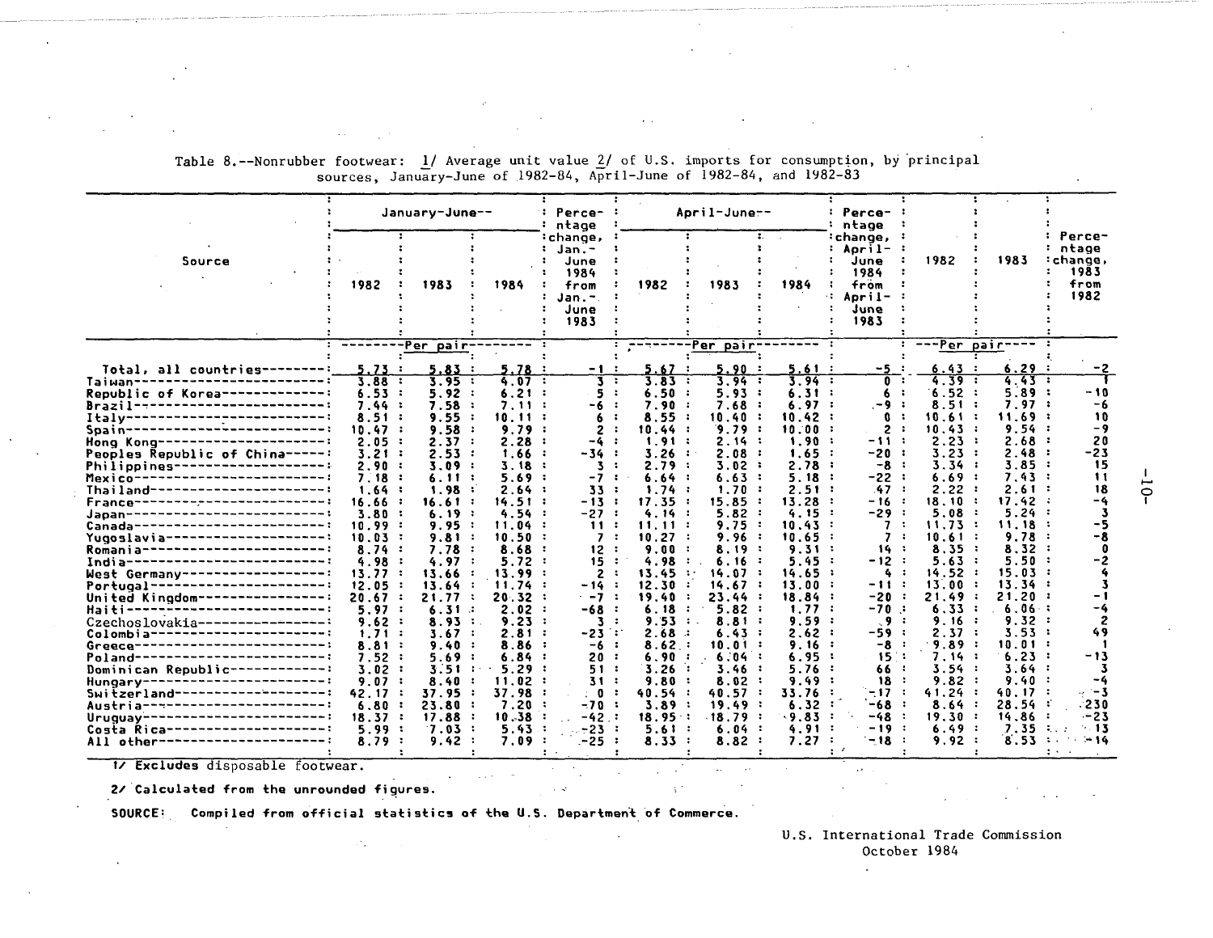Table 8.--Nonrubber footwear: 1/ Average unit value 2/ of U.S. imports for consumption, by principal sources, January-June of 1982-84, April-June of 1982-84, and 1982-83

| Source | January-June-- | | | Percentage change, Jan.-June 1984 from Jan.-June 1983 | April-June-- | | | Percentage change, April-June 1984 from April-June 1983 | 1982 | 1983 | Percentage change, 1983 from 1982 |
|---|---|---|---|---|---|---|---|---|---|---|---|
| | 1982 | 1983 | 1984 | | 1982 | 1983 | 1984 | | | | |
| | --------Per pair-------- | | | | --------Per pair-------- | | | | ---Per pair---- | | |
| Total, all countries | 5.73 | 5.83 | 5.78 | -1 | 5.67 | 5.90 | 5.61 | -5 | 6.43 | 6.29 | -2 |
| Taiwan | 3.88 | 3.95 | 4.07 | 3 | 3.83 | 3.94 | 3.94 | 0 | 4.39 | 4.43 | 1 |
| Republic of Korea | 6.53 | 5.92 | 6.21 | 5 | 6.50 | 5.93 | 6.31 | 6 | 6.52 | 5.89 | -10 |
| Brazil | 7.44 | 7.58 | 7.11 | -6 | 7.90 | 7.68 | 6.97 | -9 | 8.51 | 7.97 | -6 |
| Italy | 8.51 | 9.55 | 10.11 | 6 | 8.55 | 10.40 | 10.42 | 0 | 10.61 | 11.69 | 10 |
| Spain | 10.47 | 9.58 | 9.79 | 2 | 10.44 | 9.79 | 10.00 | 2 | 10.43 | 9.54 | -9 |
| Hong Kong | 2.05 | 2.37 | 2.28 | -4 | 1.91 | 2.14 | 1.90 | -11 | 2.23 | 2.68 | 20 |
| Peoples Republic of China | 3.21 | 2.53 | 1.66 | -34 | 3.26 | 2.08 | 1.65 | -20 | 3.23 | 2.48 | -23 |
| Philippines | 2.90 | 3.09 | 3.18 | 3 | 2.79 | 3.02 | 2.78 | -8 | 3.34 | 3.85 | 15 |
| Mexico | 7.18 | 6.11 | 5.69 | -7 | 6.64 | 6.63 | 5.18 | -22 | 6.69 | 7.43 | 11 |
| Thailand | 1.64 | 1.98 | 2.64 | 33 | 1.74 | 1.70 | 2.51 | 47 | 2.22 | 2.61 | 18 |
| France | 16.66 | 16.61 | 14.51 | -13 | 17.35 | 15.85 | 13.28 | -16 | 18.10 | 17.42 | -4 |
| Japan | 3.80 | 6.19 | 4.54 | -27 | 4.14 | 5.82 | 4.15 | -29 | 5.08 | 5.24 | 3 |
| Canada | 10.99 | 9.95 | 11.04 | 11 | 11.11 | 9.75 | 10.43 | 7 | 11.73 | 11.18 | -5 |
| Yugoslavia | 10.03 | 9.81 | 10.50 | 7 | 10.27 | 9.96 | 10.65 | 7 | 10.61 | 9.78 | -8 |
| Romania | 8.74 | 7.78 | 8.68 | 12 | 9.00 | 8.19 | 9.31 | 14 | 8.35 | 8.32 | 0 |
| India | 4.98 | 4.97 | 5.72 | 15 | 4.98 | 6.16 | 5.45 | -12 | 5.63 | 5.50 | -2 |
| West Germany | 13.77 | 13.66 | 13.99 | 2 | 13.45 | 14.07 | 14.65 | 4 | 14.52 | 15.03 | 4 |
| Portugal | 12.05 | 13.64 | 11.74 | -14 | 12.30 | 14.67 | 13.00 | -11 | 13.00 | 13.34 | 3 |
| United Kingdom | 20.67 | 21.77 | 20.32 | -7 | 19.40 | 23.44 | 18.84 | -20 | 21.49 | 21.20 | -1 |
| Haiti | 5.97 | 6.31 | 2.02 | -68 | 6.18 | 5.82 | 1.77 | -70 | 6.33 | 6.06 | -4 |
| Czechoslovakia | 9.62 | 8.93 | 9.23 | 3 | 9.53 | 8.81 | 9.59 | 9 | 9.16 | 9.32 | 2 |
| Colombia | 1.71 | 3.67 | 2.81 | -23 | 2.68 | 6.43 | 2.62 | -59 | 2.37 | 3.53 | 49 |
| Greece | 8.81 | 9.40 | 8.86 | -6 | 8.62 | 10.01 | 9.16 | -8 | 9.89 | 10.01 | 1 |
| Poland | 7.52 | 5.69 | 6.84 | 20 | 6.90 | 6.04 | 6.95 | 15 | 7.14 | 6.23 | -13 |
| Dominican Republic | 3.02 | 3.51 | 5.29 | 51 | 3.26 | 3.46 | 5.76 | 66 | 3.54 | 3.64 | 3 |
| Hungary | 9.07 | 8.40 | 11.02 | 31 | 9.80 | 8.02 | 9.49 | 18 | 9.82 | 9.40 | -4 |
| Switzerland | 42.17 | 37.95 | 37.98 | 0 | 40.54 | 40.57 | 33.76 | -17 | 41.24 | 40.17 | -3 |
| Austria | 6.80 | 23.80 | 7.20 | -70 | 3.89 | 19.49 | 6.32 | -68 | 8.64 | 28.54 | 230 |
| Uruguay | 18.37 | 17.88 | 10.38 | -42 | 18.95 | 18.79 | 9.83 | -48 | 19.30 | 14.86 | -23 |
| Costa Rica | 5.99 | 7.03 | 5.43 | -23 | 5.61 | 6.04 | 4.91 | -19 | 6.49 | 7.35 | 13 |
| All other | 8.79 | 9.42 | 7.09 | -25 | 8.33 | 8.82 | 7.27 | -18 | 9.92 | 8.53 | -14 |

1/ Excludes disposable footwear.

2/ Calculated from the unrounded figures.

SOURCE: Compiled from official statistics of the U.S. Department of Commerce.

U.S. International Trade Commission
October 1984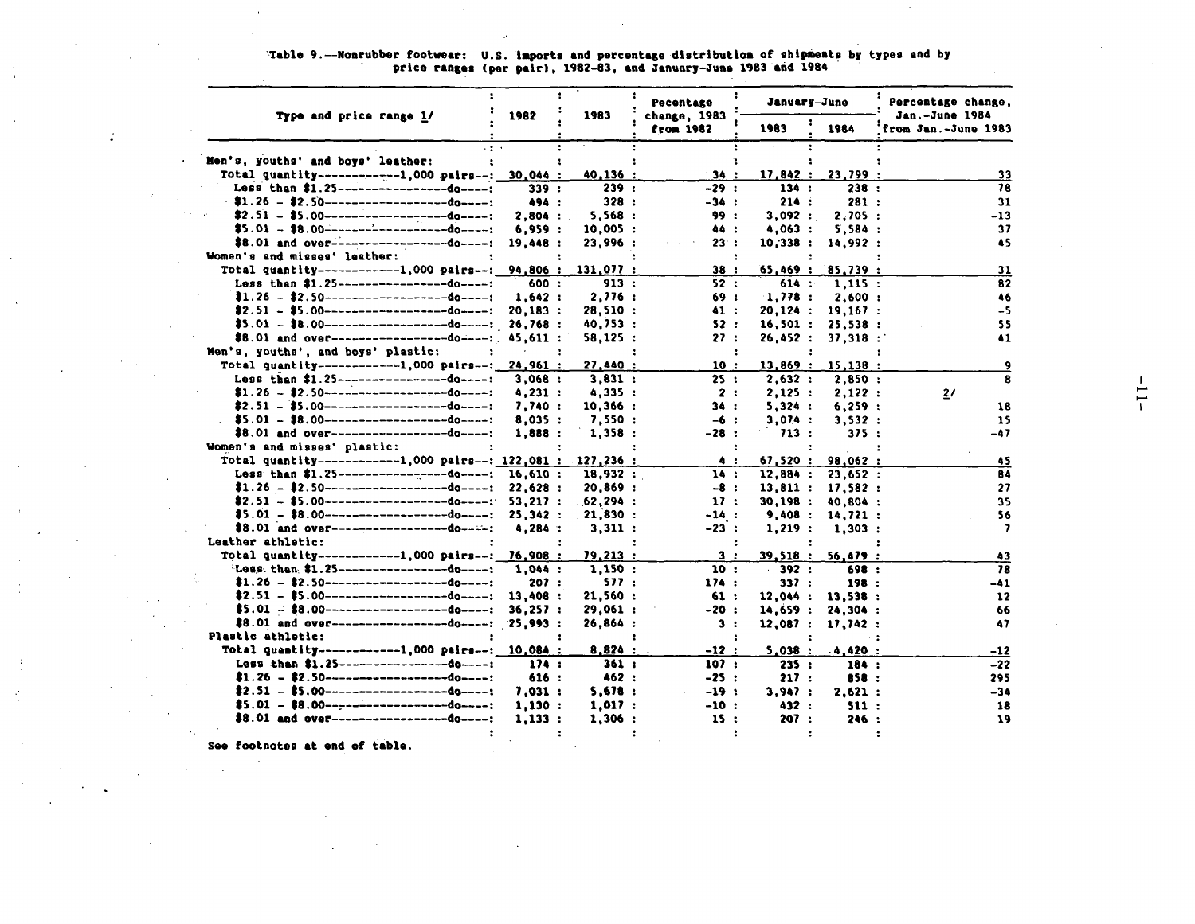Table 9.--Nonrubber footwear: U.S. imports and percentage distribution of shipments by types and by price ranges (per pair), 1982-83, and January-June 1983 and 1984

| Type and price range 1/ | 1982 | 1983 | Pecentage change, 1983 from 1982 | January-June | | Percentage change, Jan.-June 1984 from Jan.-June 1983 |
|---|---|---|---|---|---|---|
| | | | | 1983 | 1984 | |
| Men's, youths' and boys' leather: | | | | | | |
| Total quantity------------1,000 pairs--: | 30,044 | 40,136 | 34 | 17,842 | 23,799 | 33 |
| Less than $1.25-----------------do----: | 339 | 239 | -29 | 134 | 238 | 78 |
| $1.26 - $2.50-------------------do----: | 494 | 328 | -34 | 214 | 281 | 31 |
| $2.51 - $5.00-------------------do----: | 2,804 | 5,568 | 99 | 3,092 | 2,705 | -13 |
| $5.01 - $8.00-------------------do----: | 6,959 | 10,005 | 44 | 4,063 | 5,584 | 37 |
| $8.01 and over------------------do----: | 19,448 | 23,996 | 23 | 10,338 | 14,992 | 45 |
| Women's and misses' leather: | | | | | | |
| Total quantity------------1,000 pairs--: | 94,806 | 131,077 | 38 | 65,469 | 85,739 | 31 |
| Less than $1.25-----------------do----: | 600 | 913 | 52 | 614 | 1,115 | 82 |
| $1.26 - $2.50-------------------do----: | 1,642 | 2,776 | 69 | 1,778 | 2,600 | 46 |
| $2.51 - $5.00-------------------do----: | 20,183 | 28,510 | 41 | 20,124 | 19,167 | -5 |
| $5.01 - $8.00-------------------do----: | 26,768 | 40,753 | 52 | 16,501 | 25,538 | 55 |
| $8.01 and over------------------do----: | 45,611 | 58,125 | 27 | 26,452 | 37,318 | 41 |
| Men's, youths', and boys' plastic: | | | | | | |
| Total quantity------------1,000 pairs--: | 24,961 | 27,440 | 10 | 13,869 | 15,138 | 9 |
| Less than $1.25-----------------do----: | 3,068 | 3,831 | 25 | 2,632 | 2,850 | 8 |
| $1.26 - $2.50-------------------do----: | 4,231 | 4,335 | 2 | 2,125 | 2,122 | 2/ |
| $2.51 - $5.00-------------------do----: | 7,740 | 10,366 | 34 | 5,324 | 6,259 | 18 |
| $5.01 - $8.00-------------------do----: | 8,035 | 7,550 | -6 | 3,074 | 3,532 | 15 |
| $8.01 and over------------------do----: | 1,888 | 1,358 | -28 | 713 | 375 | -47 |
| Women's and misses' plastic: | | | | | | |
| Total quantity------------1,000 pairs--: | 122,081 | 127,236 | 4 | 67,520 | 98,062 | 45 |
| Less than $1.25-----------------do----: | 16,610 | 18,932 | 14 | 12,884 | 23,652 | 84 |
| $1.26 - $2.50-------------------do----: | 22,628 | 20,869 | -8 | 13,811 | 17,582 | 27 |
| $2.51 - $5.00-------------------do----: | 53,217 | 62,294 | 17 | 30,198 | 40,804 | 35 |
| $5.01 - $8.00-------------------do----: | 25,342 | 21,830 | -14 | 9,408 | 14,721 | 56 |
| $8.01 and over------------------do----: | 4,284 | 3,311 | -23 | 1,219 | 1,303 | 7 |
| Leather athletic: | | | | | | |
| Total quantity------------1,000 pairs--: | 76,908 | 79,213 | 3 | 39,518 | 56,479 | 43 |
| Less than $1.25-----------------do----: | 1,044 | 1,150 | 10 | 392 | 698 | 78 |
| $1.26 - $2.50-------------------do----: | 207 | 577 | 174 | 337 | 198 | -41 |
| $2.51 - $5.00-------------------do----: | 13,408 | 21,560 | 61 | 12,044 | 13,538 | 12 |
| $5.01 - $8.00-------------------do----: | 36,257 | 29,061 | -20 | 14,659 | 24,304 | 66 |
| $8.01 and over------------------do----: | 25,993 | 26,864 | 3 | 12,087 | 17,742 | 47 |
| Plastic athletic: | | | | | | |
| Total quantity------------1,000 pairs--: | 10,084 | 8,824 | -12 | 5,038 | 4,420 | -12 |
| Less than $1.25-----------------do----: | 174 | 361 | 107 | 235 | 184 | -22 |
| $1.26 - $2.50-------------------do----: | 616 | 462 | -25 | 217 | 858 | 295 |
| $2.51 - $5.00-------------------do----: | 7,031 | 5,678 | -19 | 3,947 | 2,621 | -34 |
| $5.01 - $8.00-------------------do----: | 1,130 | 1,017 | -10 | 432 | 511 | 18 |
| $8.01 and over------------------do----: | 1,133 | 1,306 | 15 | 207 | 246 | 19 |

See footnotes at end of table.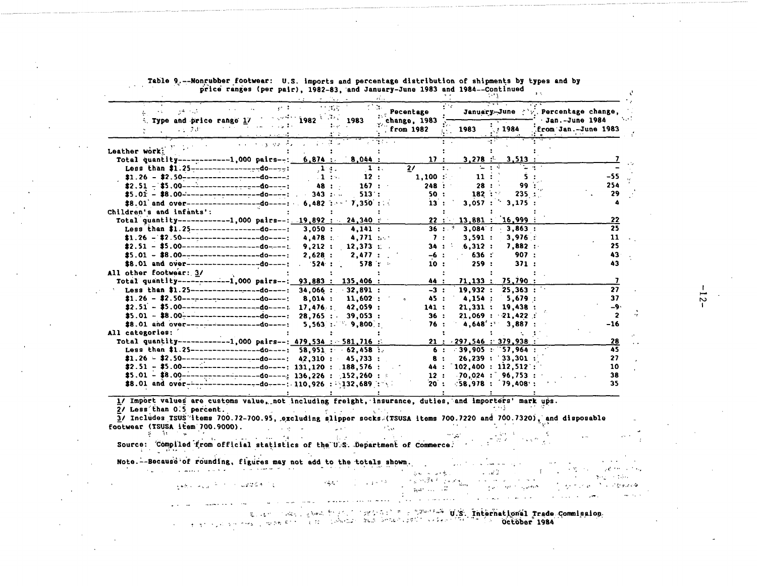Table 9.--Nonrubber footwear: U.S. imports and percentage distribution of shipments by types and by price ranges (per pair), 1982-83, and January-June 1983 and 1984--Continued

| Type and price range 1/ | 1982 | 1983 | Pecentage change, 1983 from 1982 | January-June 1983 | January-June 1984 | Percentage change, Jan.-June 1984 from Jan.-June 1983 |
|---|---|---|---|---|---|---|
| Leather work: | | | | | | |
| Total quantity------------1,000 pairs--: | 6,874 | 8,044 | 17 | 3,278 | 3,513 | 7 |
| Less than $1.25-----------------do----: | 1 | 1 | 2/ | - | - | - |
| $1.26 - $2.50-------------------do----: | 1 | 12 | 1,100 | 11 | 5 | -55 |
| $2.51 - $5.00-------------------do----: | 48 | 167 | 248 | 28 | 99 | 254 |
| $5.01 - $8.00-------------------do----: | 343 | 513 | 50 | 182 | 235 | 29 |
| $8.01 and over------------------do----: | 6,482 | 7,350 | 13 | 3,057 | 3,175 | 4 |
| Children's and infants': | | | | | | |
| Total quantity------------1,000 pairs--: | 19,892 | 24,340 | 22 | 13,881 | 16,999 | 22 |
| Less than $1.25-----------------do----: | 3,050 | 4,141 | 36 | 3,084 | 3,863 | 25 |
| $1.26 - $2.50-------------------do----: | 4,478 | 4,771 | 7 | 3,591 | 3,976 | 11 |
| $2.51 - $5.00-------------------do----: | 9,212 | 12,373 | 34 | 6,312 | 7,882 | 25 |
| $5.01 - $8.00-------------------do----: | 2,628 | 2,477 | -6 | 636 | 907 | 43 |
| $8.01 and over------------------do----: | 524 | 578 | 10 | 259 | 371 | 43 |
| All other footwear: 3/ | | | | | | |
| Total quantity------------1,000 pairs--: | 93,883 | 135,406 | 44 | 71,133 | 75,790 | 7 |
| Less than $1.25-----------------do----: | 34,066 | 32,891 | -3 | 19,932 | 25,363 | 27 |
| $1.26 - $2.50-------------------do----: | 8,014 | 11,602 | 45 | 4,154 | 5,679 | 37 |
| $2.51 - $5.00-------------------do----: | 17,476 | 42,059 | 141 | 21,331 | 19,438 | -9 |
| $5.01 - $8.00-------------------do----: | 28,765 | 39,053 | 36 | 21,069 | 21,422 | 2 |
| $8.01 and over------------------do----: | 5,563 | 9,800 | 76 | 4,648 | 3,887 | -16 |
| All categories: | | | | | | |
| Total quantity------------1,000 pairs--: | 479,534 | 581,716 | 21 | 297,546 | 379,938 | 28 |
| Less than $1.25-----------------do----: | 58,951 | 62,458 | 6 | 39,905 | 57,964 | 45 |
| $1.26 - $2.50-------------------do----: | 42,310 | 45,733 | 8 | 26,239 | 33,301 | 27 |
| $2.51 - $5.00-------------------do----: | 131,120 | 188,576 | 44 | 102,400 | 112,512 | 10 |
| $5.01 - $8.00-------------------do----: | 136,226 | 152,260 | 12 | 70,024 | 96,753 | 38 |
| $8.01 and over------------------do----: | 110,926 | 132,689 | 20 | 58,978 | 79,408 | 35 |

1/ Import values are customs value, not including freight, insurance, duties, and importers' mark ups.
2/ Less than 0.5 percent.
3/ Includes TSUS items 700.72-700.95, excluding slipper socks (TSUSA items 700.7220 and 700.7320), and disposable footwear (TSUSA item 700.9000).

Source: Compiled from official statistics of the U.S. Department of Commerce.

Note.--Because of rounding, figures may not add to the totals shown.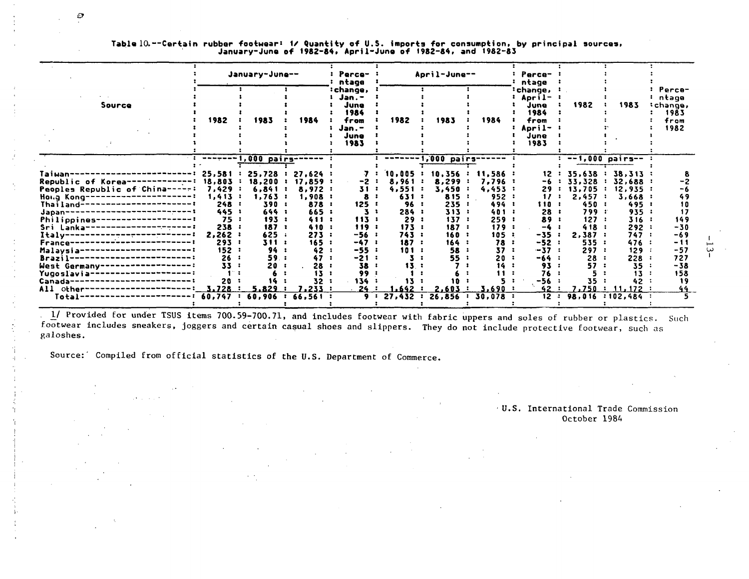Table 10.--Certain rubber footwear: 1/ Quantity of U.S. imports for consumption, by principal sources, January-June of 1982-84, April-June of 1982-84, and 1982-83

| Source | January-June-- | | | Percentage change, Jan.-June 1984 from Jan.-June 1983 | April-June-- | | | Percentage change, April-June 1984 from April-June 1983 | 1982 | 1983 | Percentage change, 1983 from 1982 |
|---|---|---|---|---|---|---|---|---|---|---|---|
| | 1982 | 1983 | 1984 | | 1982 | 1983 | 1984 | | | | |
| | 1,000 pairs | | | | 1,000 pairs | | | | 1,000 pairs | | |
| Taiwan | 25,581 | 25,728 | 27,624 | 7 | 10,005 | 10,356 | 11,586 | 12 | 35,638 | 38,313 | 8 |
| Republic of Korea | 18,803 | 18,200 | 17,859 | -2 | 8,961 | 8,299 | 7,796 | -6 | 33,328 | 32,688 | -2 |
| Peoples Republic of China | 7,429 | 6,841 | 8,972 | 31 | 4,551 | 3,450 | 4,453 | 29 | 13,705 | 12,935 | -6 |
| Hong Kong | 1,413 | 1,763 | 1,908 | 8 | 631 | 815 | 952 | 17 | 2,457 | 3,668 | 49 |
| Thailand | 248 | 390 | 878 | 125 | 96 | 235 | 494 | 110 | 450 | 495 | 10 |
| Japan | 445 | 644 | 665 | 3 | 284 | 313 | 401 | 28 | 799 | 935 | 17 |
| Philippines | 75 | 193 | 411 | 113 | 29 | 137 | 259 | 89 | 127 | 316 | 149 |
| Sri Lanka | 238 | 187 | 410 | 119 | 173 | 187 | 179 | -4 | 418 | 292 | -30 |
| Italy | 2,262 | 625 | 273 | -56 | 743 | 160 | 105 | -35 | 2,387 | 747 | -69 |
| France | 293 | 311 | 165 | -47 | 187 | 164 | 78 | -52 | 535 | 476 | -11 |
| Malaysia | 152 | 94 | 42 | -55 | 101 | 58 | 37 | -37 | 297 | 129 | -57 |
| Brazil | 26 | 59 | 47 | -21 | 3 | 55 | 20 | -64 | 28 | 228 | 727 |
| West Germany | 33 | 20 | 28 | 38 | 13 | 7 | 14 | 93 | 57 | 35 | -38 |
| Yugoslavia | 1 | 6 | 13 | 99 | 1 | 6 | 11 | 76 | 5 | 13 | 158 |
| Canada | 20 | 14 | 32 | 134 | 13 | 10 | 5 | -56 | 35 | 42 | 19 |
| All other | 3,728 | 5,829 | 7,233 | 24 | 1,642 | 2,603 | 3,690 | 42 | 7,750 | 11,172 | 44 |
| Total | 60,747 | 60,906 | 66,561 | 9 | 27,432 | 26,856 | 30,078 | 12 | 98,016 | 102,484 | 5 |

1/ Provided for under TSUS items 700.59-700.71, and includes footwear with fabric uppers and soles of rubber or plastics. Such footwear includes sneakers, joggers and certain casual shoes and slippers. They do not include protective footwear, such as galoshes.

Source: Compiled from official statistics of the U.S. Department of Commerce.

U.S. International Trade Commission
October 1984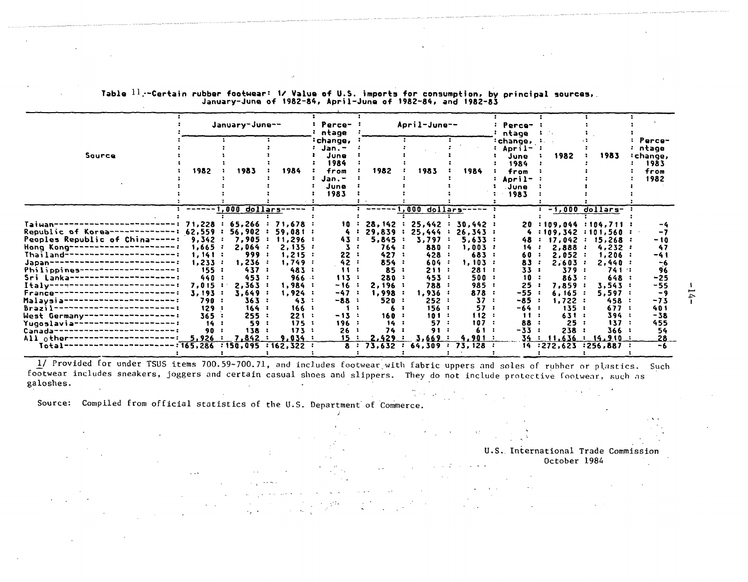Table 11.--Certain rubber footwear: 1/ Value of U.S. imports for consumption, by principal sources, January-June of 1982-84, April-June of 1982-84, and 1982-83

| Source | January-June-- | | | Percentage change, Jan.-June 1984 from Jan.-June 1983 | April-June-- | | | Percentage change, April-June 1984 from April-June 1983 | 1982 | 1983 | Percentage change, 1983 from 1982 |
|---|---|---|---|---|---|---|---|---|---|---|---|
| | 1982 | 1983 | 1984 | | 1982 | 1983 | 1984 | | | | |
| | 1,000 dollars | | | | 1,000 dollars | | | | 1,000 dollars | | |
| Taiwan | 71,228 | 65,266 | 71,678 | 10 | 28,142 | 25,442 | 30,442 | 20 | 109,044 | 104,711 | -4 |
| Republic of Korea | 62,559 | 56,902 | 59,081 | 4 | 29,839 | 25,444 | 26,343 | 4 | 109,342 | 101,560 | -7 |
| Peoples Republic of China | 9,342 | 7,905 | 11,296 | 43 | 5,845 | 3,797 | 5,633 | 48 | 17,042 | 15,268 | -10 |
| Hong Kong | 1,665 | 2,064 | 2,135 | 3 | 764 | 880 | 1,003 | 14 | 2,888 | 4,232 | 47 |
| Thailand | 1,141 | 999 | 1,215 | 22 | 427 | 428 | 683 | 60 | 2,052 | 1,206 | -41 |
| Japan | 1,233 | 1,236 | 1,749 | 42 | 854 | 604 | 1,103 | 83 | 2,603 | 2,440 | -6 |
| Philippines | 155 | 437 | 483 | 11 | 85 | 211 | 281 | 33 | 379 | 741 | 96 |
| Sri Lanka | 440 | 453 | 966 | 113 | 280 | 453 | 500 | 10 | 863 | 648 | -25 |
| Italy | 7,015 | 2,363 | 1,984 | -16 | 2,196 | 788 | 985 | 25 | 7,859 | 3,543 | -55 |
| France | 3,193 | 3,649 | 1,924 | -47 | 1,998 | 1,936 | 878 | -55 | 6,165 | 5,597 | -9 |
| Malaysia | 790 | 363 | 43 | -88 | 520 | 252 | 37 | -85 | 1,722 | 458 | -73 |
| Brazil | 129 | 164 | 166 | 1 | 6 | 156 | 57 | -64 | 135 | 677 | 401 |
| West Germany | 365 | 255 | 221 | -13 | 160 | 101 | 112 | 11 | 631 | 394 | -38 |
| Yugoslavia | 14 | 59 | 175 | 196 | 14 | 57 | 107 | 88 | 25 | 137 | 455 |
| Canada | 90 | 138 | 173 | 26 | 74 | 91 | 61 | -33 | 238 | 366 | 54 |
| All other | 5,926 | 7,842 | 9,034 | 15 | 2,429 | 3,669 | 4,901 | 34 | 11,636 | 14,910 | 28 |
| Total | 165,286 | 150,095 | 162,322 | 8 | 73,632 | 64,309 | 73,128 | 14 | 272,623 | 256,887 | -6 |

1/ Provided for under TSUS items 700.59-700.71, and includes footwear with fabric uppers and soles of rubber or plastics. Such footwear includes sneakers, joggers and certain casual shoes and slippers. They do not include protective footwear, such as galoshes.

Source: Compiled from official statistics of the U.S. Department of Commerce.

U.S. International Trade Commission
October 1984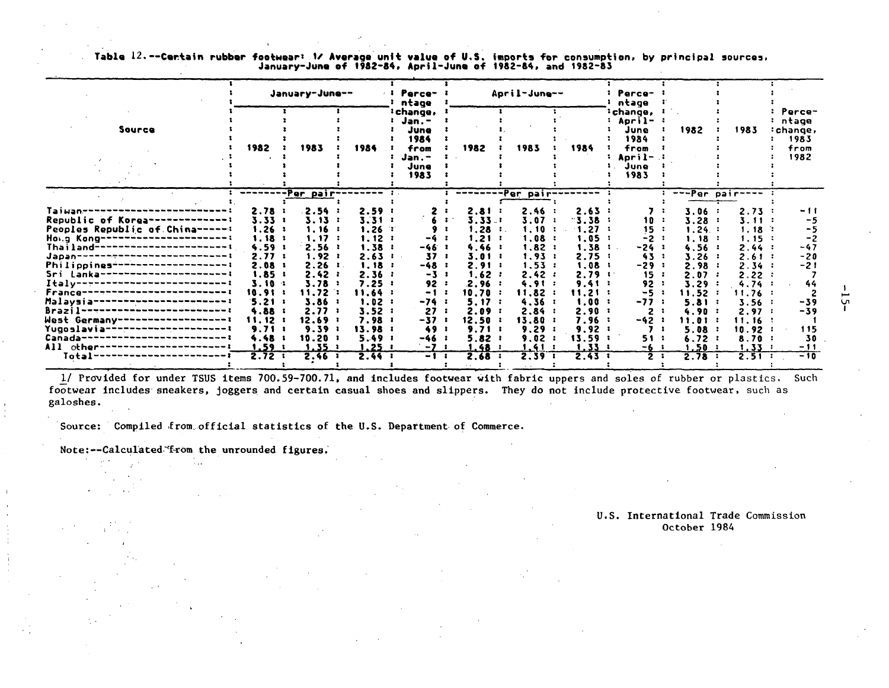Table 12.--Certain rubber footwear: 1/ Average unit value of U.S. imports for consumption, by principal sources, January-June of 1982-84, April-June of 1982-84, and 1982-83

| Source | January-June-- | | | Percentage change, Jan.-June 1984 from Jan.-June 1983 | April-June-- | | | Percentage change, April-June 1984 from April-June 1983 | 1982 | 1983 | Percentage change, 1983 from 1982 |
|---|---|---|---|---|---|---|---|---|---|---|---|
| | 1982 | 1983 | 1984 | | 1982 | 1983 | 1984 | | | | |
| | Per pair | | | | Per pair | | | | Per pair | | |
| Taiwan | 2.78 | 2.54 | 2.59 | 2 | 2.81 | 2.46 | 2.63 | 7 | 3.06 | 2.73 | -11 |
| Republic of Korea | 3.33 | 3.13 | 3.31 | 6 | 3.33 | 3.07 | 3.38 | 10 | 3.28 | 3.11 | -5 |
| Peoples Republic of China | 1.26 | 1.16 | 1.26 | 9 | 1.28 | 1.10 | 1.27 | 15 | 1.24 | 1.18 | -5 |
| Hong Kong | 1.18 | 1.17 | 1.12 | -4 | 1.21 | 1.08 | 1.05 | -2 | 1.18 | 1.15 | -2 |
| Thailand | 4.59 | 2.56 | 1.38 | -46 | 4.46 | 1.82 | 1.38 | -24 | 4.56 | 2.44 | -47 |
| Japan | 2.77 | 1.92 | 2.63 | 37 | 3.01 | 1.93 | 2.75 | 43 | 3.26 | 2.61 | -20 |
| Philippines | 2.08 | 2.26 | 1.18 | -48 | 2.91 | 1.53 | 1.08 | -29 | 2.98 | 2.34 | -21 |
| Sri Lanka | 1.85 | 2.42 | 2.36 | -3 | 1.62 | 2.42 | 2.79 | 15 | 2.07 | 2.22 | 7 |
| Italy | 3.10 | 3.78 | 7.25 | 92 | 2.96 | 4.91 | 9.41 | 92 | 3.29 | 4.74 | 44 |
| France | 10.91 | 11.72 | 11.64 | -1 | 10.70 | 11.82 | 11.21 | -5 | 11.52 | 11.76 | 2 |
| Malaysia | 5.21 | 3.86 | 1.02 | -74 | 5.17 | 4.36 | 1.00 | -77 | 5.81 | 3.56 | -39 |
| Brazil | 4.88 | 2.77 | 3.52 | 27 | 2.09 | 2.84 | 2.90 | 2 | 4.90 | 2.97 | -39 |
| West Germany | 11.12 | 12.69 | 7.98 | -37 | 12.50 | 13.80 | 7.96 | -42 | 11.01 | 11.16 | 1 |
| Yugoslavia | 9.71 | 9.39 | 13.98 | 49 | 9.71 | 9.29 | 9.92 | 7 | 5.08 | 10.92 | 115 |
| Canada | 4.48 | 10.20 | 5.49 | -46 | 5.82 | 9.02 | 13.59 | 51 | 6.72 | 8.70 | 30 |
| All other | 1.59 | 1.35 | 1.25 | -7 | 1.48 | 1.41 | 1.33 | -6 | 1.50 | 1.33 | -11 |
| Total | 2.72 | 2.46 | 2.44 | -1 | 2.68 | 2.39 | 2.43 | 2 | 2.78 | 2.51 | -10 |

1/ Provided for under TSUS items 700.59-700.71, and includes footwear with fabric uppers and soles of rubber or plastics. Such footwear includes sneakers, joggers and certain casual shoes and slippers. They do not include protective footwear, such as galoshes.

Source: Compiled from official statistics of the U.S. Department of Commerce.

Note:--Calculated from the unrounded figures.

U.S. International Trade Commission
October 1984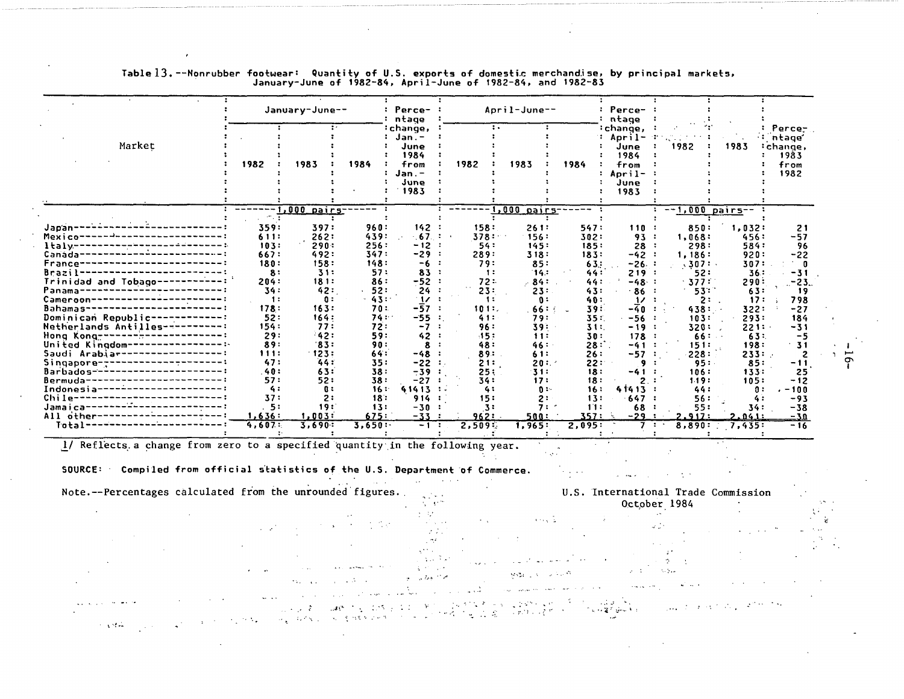Table 13.--Nonrubber footwear: Quantity of U.S. exports of domestic merchandise, by principal markets, January-June of 1982-84, April-June of 1982-84, and 1982-83

| Market | January-June-- | | | Percentage change, Jan.-June 1984 from Jan.-June 1983 | April-June-- | | | Percentage change, April-June 1984 from April-June 1983 | | | Percentage change, 1983 from 1982 |
|---|---|---|---|---|---|---|---|---|---|---|---|
| | 1982 | 1983 | 1984 | | 1982 | 1983 | 1984 | | 1982 | 1983 | |
| | 1,000 pairs | | | | 1,000 pairs | | | | 1,000 pairs | | |
| Japan | 359 | 397 | 960 | 142 | 158 | 261 | 547 | 110 | 850 | 1,032 | 21 |
| Mexico | 611 | 262 | 439 | 67 | 378 | 156 | 302 | 93 | 1,068 | 456 | -57 |
| Italy | 103 | 290 | 256 | -12 | 54 | 145 | 185 | 28 | 298 | 584 | 96 |
| Canada | 667 | 492 | 347 | -29 | 289 | 318 | 183 | -42 | 1,186 | 920 | -22 |
| France | 180 | 158 | 148 | -6 | 79 | 85 | 63 | -26 | 307 | 307 | 0 |
| Brazil | 8 | 31 | 57 | 83 | 1 | 14 | 44 | 219 | 52 | 36 | -31 |
| Trinidad and Tobago | 204 | 181 | 86 | -52 | 72 | 84 | 44 | -48 | 377 | 290 | -23 |
| Panama | 34 | 42 | 52 | 24 | 23 | 23 | 43 | 86 | 53 | 63 | 19 |
| Cameroon | 1 | 0 | 43 | 1/ | 1 | 0 | 40 | 1/ | 2 | 17 | 798 |
| Bahamas | 178 | 163 | 70 | -57 | 101 | 66 | 39 | -40 | 438 | 322 | -27 |
| Dominican Republic | 52 | 164 | 74 | -55 | 41 | 79 | 35 | -56 | 103 | 293 | 184 |
| Netherlands Antilles | 154 | 77 | 72 | -7 | 96 | 39 | 31 | -19 | 320 | 221 | -31 |
| Hong Kong | 29 | 42 | 59 | 42 | 15 | 11 | 30 | 178 | 66 | 63 | -5 |
| United Kingdom | 89 | 83 | 90 | 8 | 48 | 46 | 28 | -41 | 151 | 198 | 31 |
| Saudi Arabia | 111 | 123 | 64 | -48 | 89 | 61 | 26 | -57 | 228 | 233 | 2 |
| Singapore | 47 | 44 | 35 | -22 | 21 | 20 | 22 | 9 | 95 | 85 | -11 |
| Barbados | 40 | 63 | 38 | -39 | 25 | 31 | 18 | -41 | 106 | 133 | 25 |
| Bermuda | 57 | 52 | 38 | -27 | 34 | 17 | 18 | 2 | 119 | 105 | -12 |
| Indonesia | 4 | 0 | 16 | 41413 | 4 | 0 | 16 | 41413 | 44 | 0 | -100 |
| Chile | 37 | 2 | 18 | 914 | 15 | 2 | 13 | 647 | 56 | 4 | -93 |
| Jamaica | 5 | 19 | 13 | -30 | 3 | 7 | 11 | 68 | 55 | 34 | -38 |
| All other | 1,636 | 1,003 | 675 | -33 | 962 | 500 | 357 | -29 | 2,912 | 2,041 | -30 |
| Total | 4,607 | 3,690 | 3,650 | -1 | 2,509 | 1,965 | 2,095 | 7 | 8,890 | 7,435 | -16 |

1/ Reflects a change from zero to a specified quantity in the following year.

SOURCE: Compiled from official statistics of the U.S. Department of Commerce.

Note.--Percentages calculated from the unrounded figures.

U.S. International Trade Commission
October 1984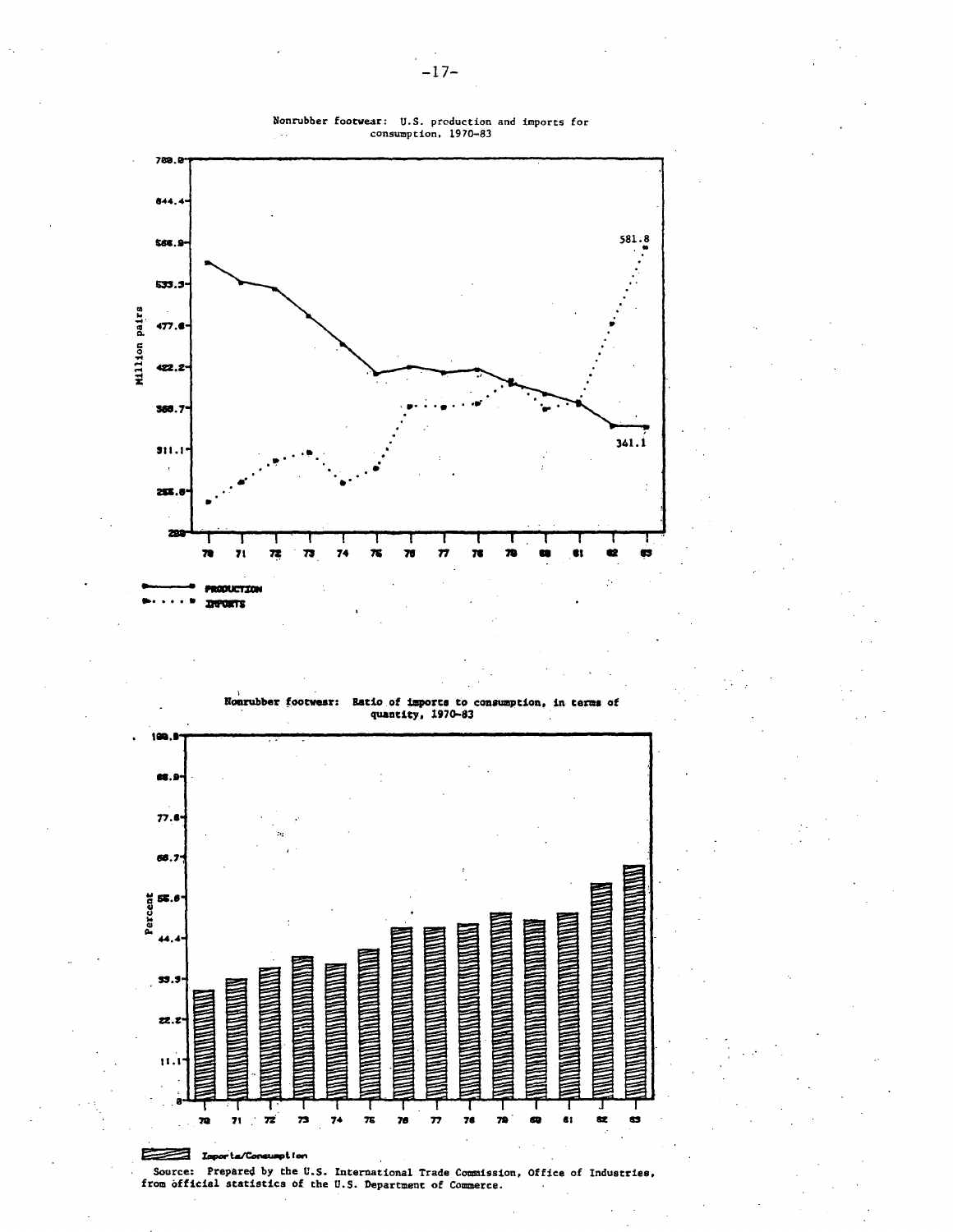Nonrubber footwear: U.S. production and imports for consumption, 1970-83

Million pairs

581.8

341.1

PRODUCTION
IMPORTS

Nonrubber footwear: Ratio of imports to consumption, in terms of quantity, 1970-83

Percent

Imports/Consumption

Source: Prepared by the U.S. International Trade Commission, Office of Industries, from official statistics of the U.S. Department of Commerce.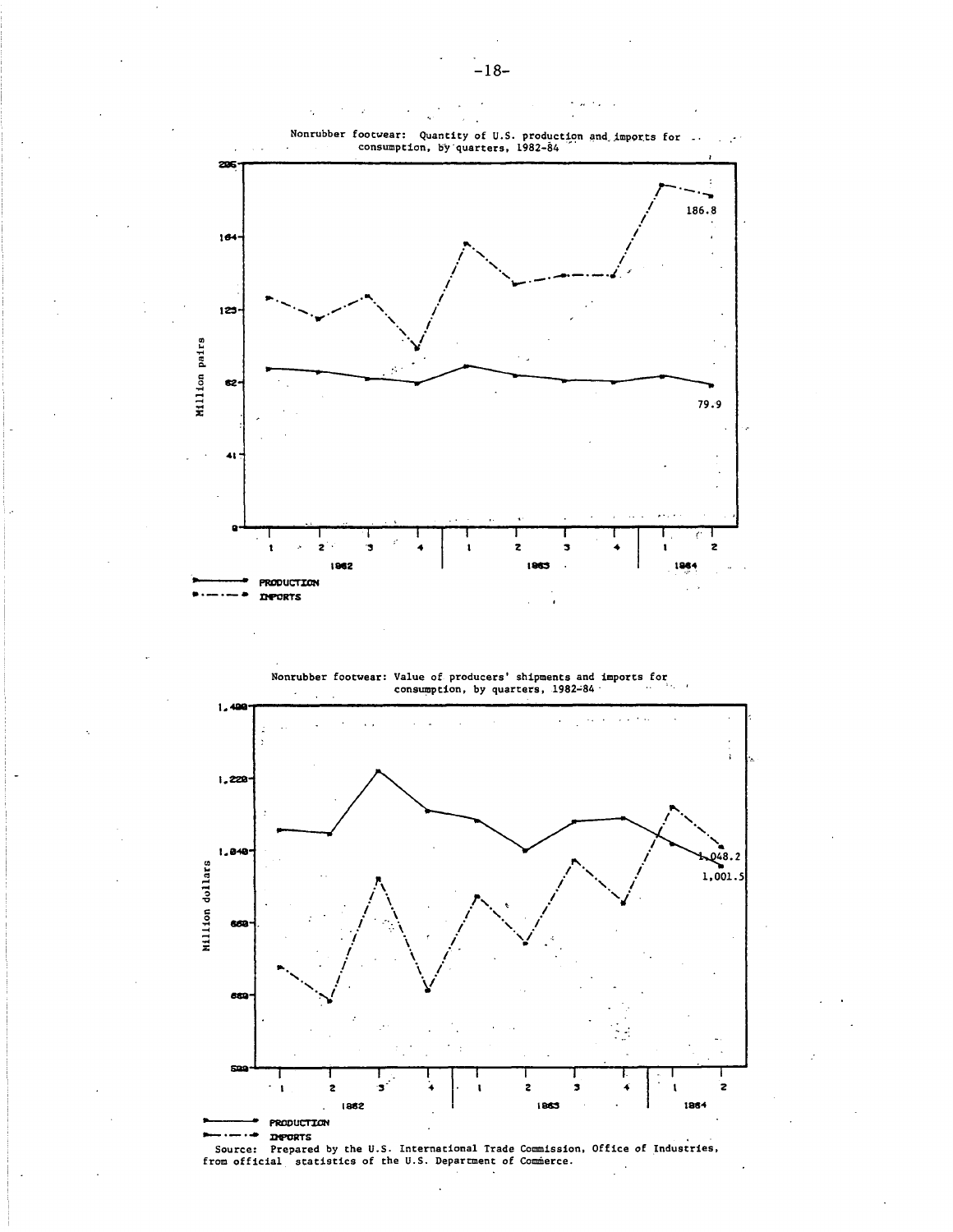Nonrubber footwear: Quantity of U.S. production and imports for consumption, by quarters, 1982-84

Nonrubber footwear: Value of producers' shipments and imports for consumption, by quarters, 1982-84

Source: Prepared by the U.S. International Trade Commission, Office of Industries, from official statistics of the U.S. Department of Commerce.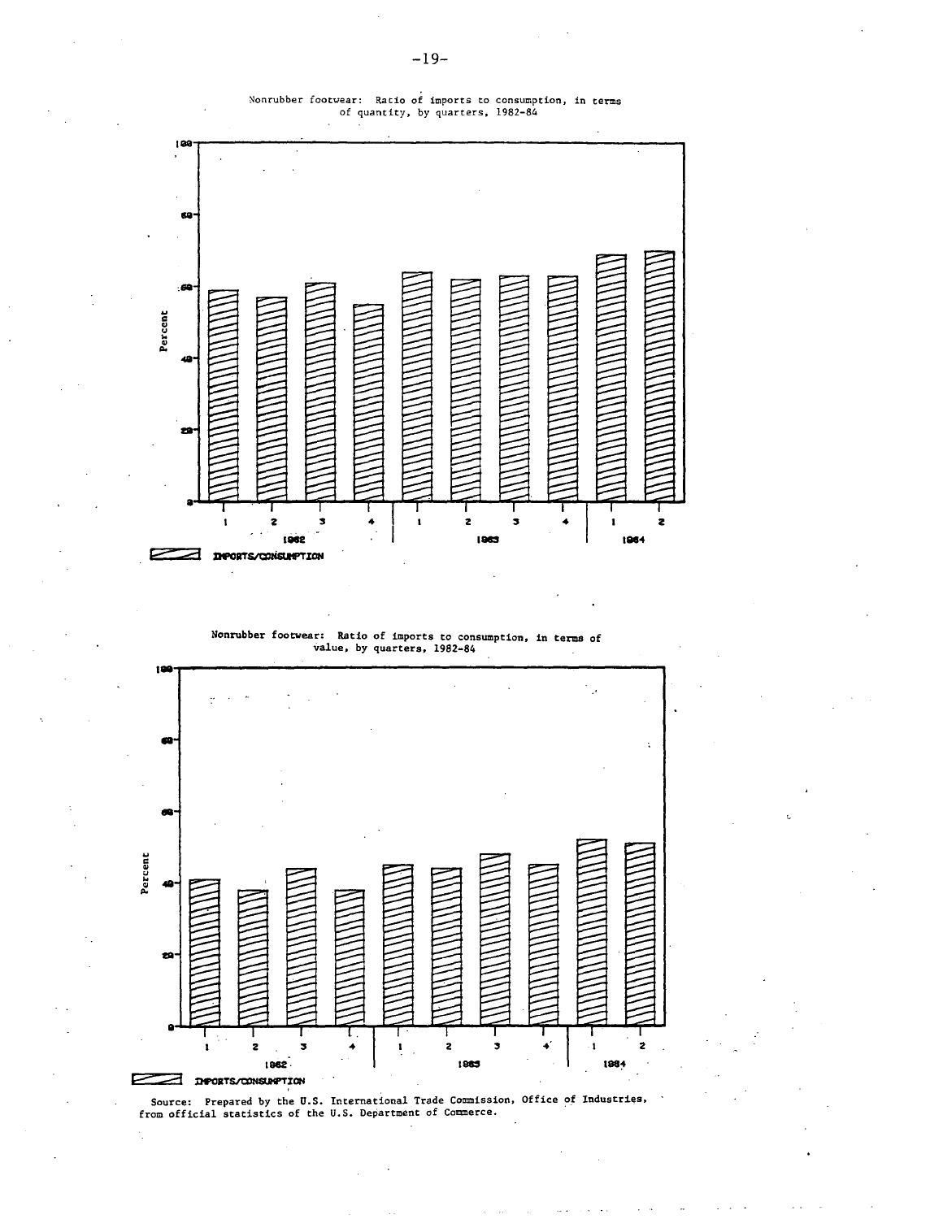Nonrubber footwear: Ratio of imports to consumption, in terms of quantity, by quarters, 1982-84

Nonrubber footwear: Ratio of imports to consumption, in terms of value, by quarters, 1982-84

Source: Prepared by the U.S. International Trade Commission, Office of Industries, from official statistics of the U.S. Department of Commerce.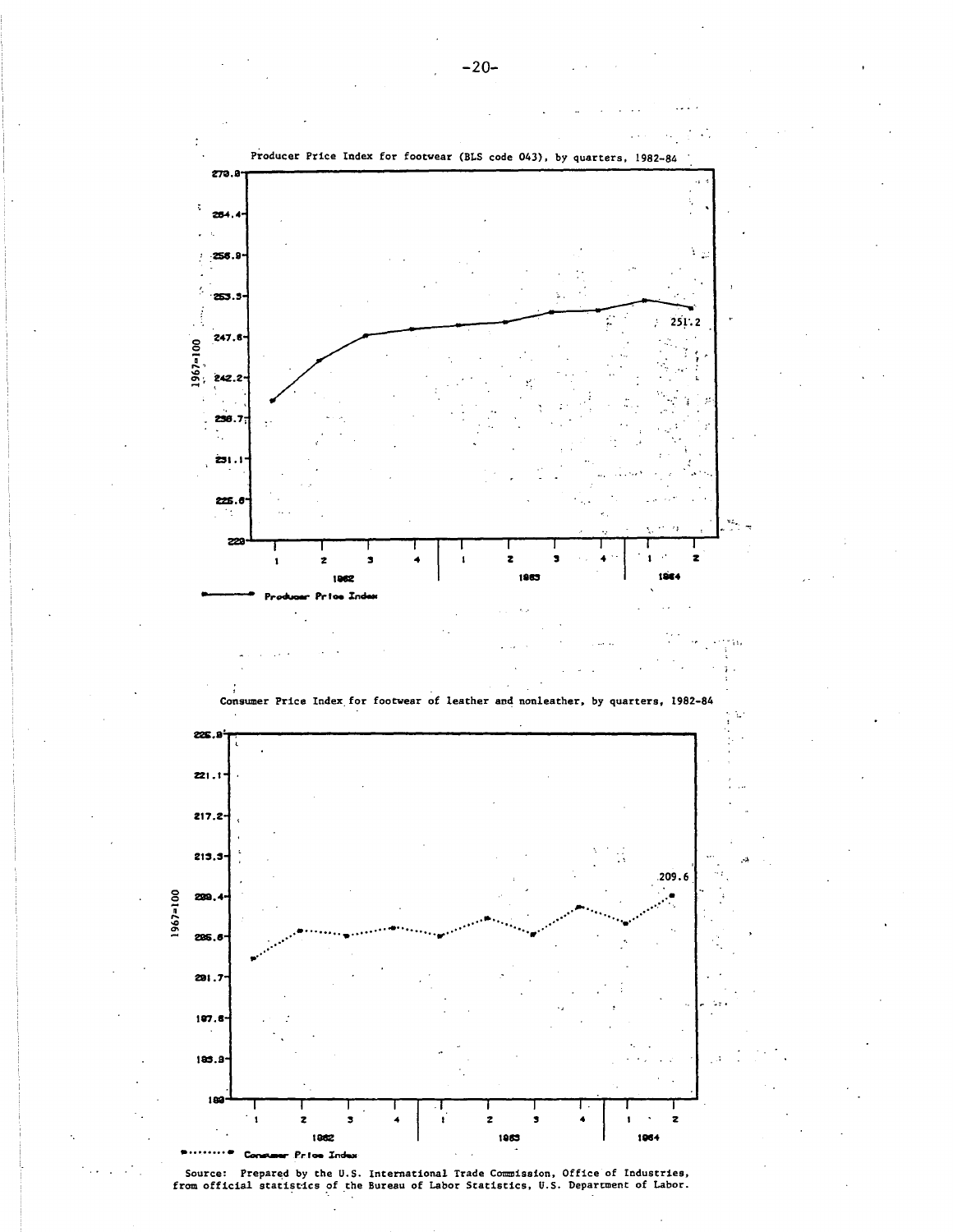Producer Price Index for footwear (BLS code 043), by quarters, 1982-84

1967=100

270.0, 264.4, 258.9, 253.3, 247.8, 242.2, 236.7, 231.1, 225.6, 220

251.2

1982: 1, 2, 3, 4 | 1983: 1, 2, 3, 4 | 1984: 1, 2

Producer Price Index

Consumer Price Index for footwear of leather and nonleather, by quarters, 1982-84

1967=100

225.0, 221.1, 217.2, 213.3, 209.4, 205.6, 201.7, 197.8, 193.9, 190

209.6

1982: 1, 2, 3, 4 | 1983: 1, 2, 3, 4 | 1984: 1, 2

Consumer Price Index

Source: Prepared by the U.S. International Trade Commission, Office of Industries, from official statistics of the Bureau of Labor Statistics, U.S. Department of Labor.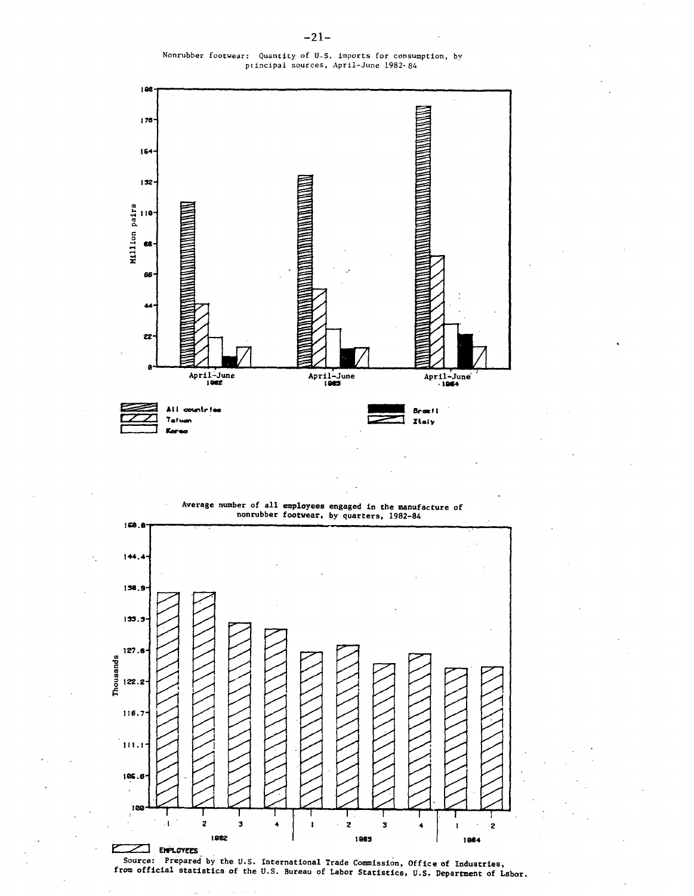Nonrubber footwear: Quantity of U.S. imports for consumption, by principal sources, April-June 1982-84

Million pairs

198
176
154
132
110
88
66
44
22
0

April-June 1982 | April-June 1983 | April-June 1984

All countries
Taiwan
Korea
Brazil
Italy

Average number of all employees engaged in the manufacture of nonrubber footwear, by quarters, 1982-84

Thousands

150.0
144.4
138.9
133.3
127.8
122.2
116.7
111.1
105.6
100

1 | 2 | 3 | 4 | 1 | 2 | 3 | 4 | 1 | 2

1982 | 1983 | 1984

EMPLOYEES

Source: Prepared by the U.S. International Trade Commission, Office of Industries, from official statistics of the U.S. Bureau of Labor Statistics, U.S. Department of Labor.